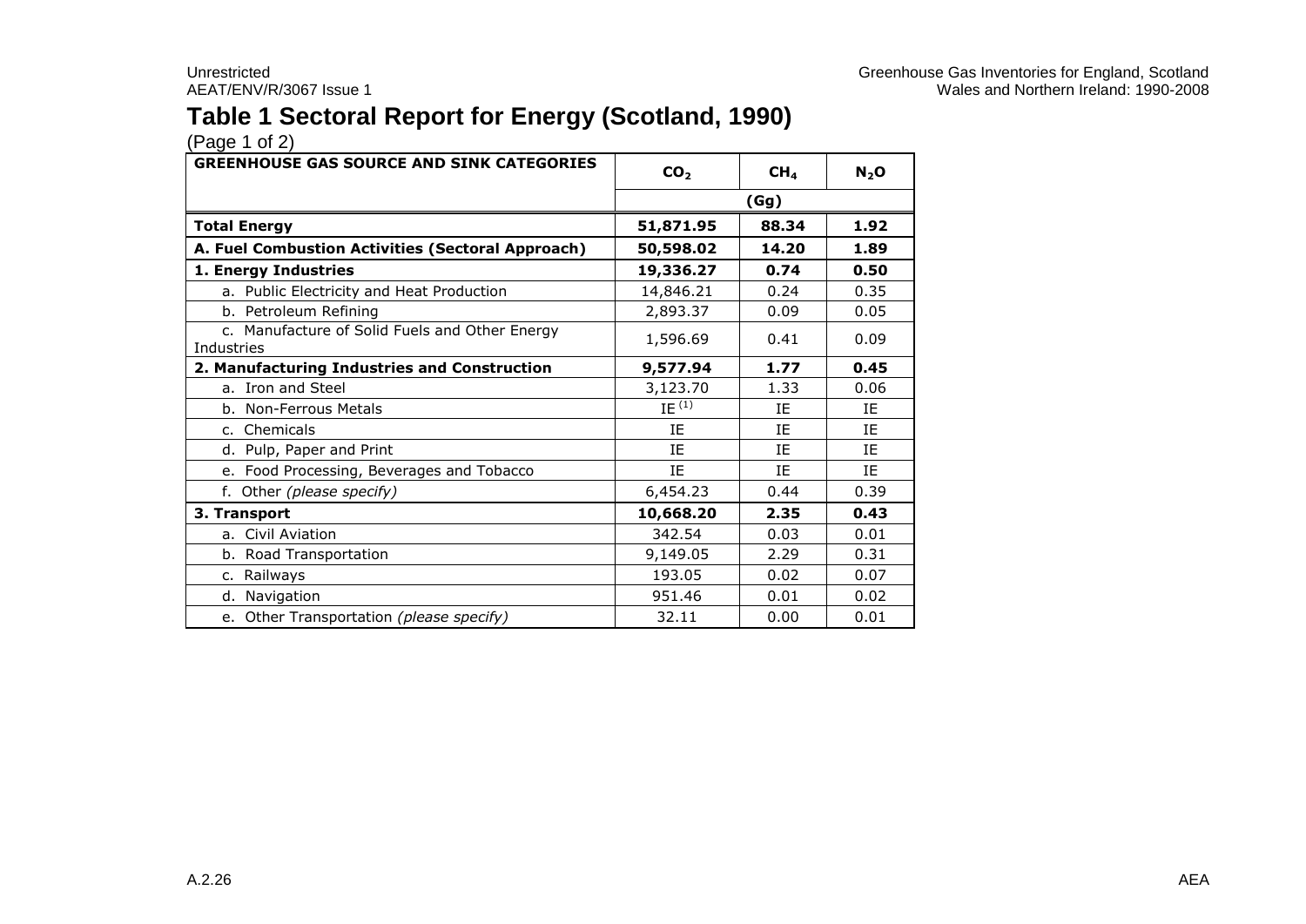# Table 1 Sectoral Report for Energy (Scotland, 1990)

(Page 1 of 2)

| GREENHOUSE GAS SOURCE AND SINK CATEGORIES | $CO_2$ | $CH_4$ | $N_2O$ |
|---|---|---|---|
| | (Gg) | | |
| **Total Energy** | **51,871.95** | **88.34** | **1.92** |
| **A. Fuel Combustion Activities (Sectoral Approach)** | **50,598.02** | **14.20** | **1.89** |
| **1. Energy Industries** | **19,336.27** | **0.74** | **0.50** |
| a. Public Electricity and Heat Production | 14,846.21 | 0.24 | 0.35 |
| b. Petroleum Refining | 2,893.37 | 0.09 | 0.05 |
| c. Manufacture of Solid Fuels and Other Energy Industries | 1,596.69 | 0.41 | 0.09 |
| **2. Manufacturing Industries and Construction** | **9,577.94** | **1.77** | **0.45** |
| a. Iron and Steel | 3,123.70 | 1.33 | 0.06 |
| b. Non-Ferrous Metals | IE (1) | IE | IE |
| c. Chemicals | IE | IE | IE |
| d. Pulp, Paper and Print | IE | IE | IE |
| e. Food Processing, Beverages and Tobacco | IE | IE | IE |
| f. Other *(please specify)* | 6,454.23 | 0.44 | 0.39 |
| **3. Transport** | **10,668.20** | **2.35** | **0.43** |
| a. Civil Aviation | 342.54 | 0.03 | 0.01 |
| b. Road Transportation | 9,149.05 | 2.29 | 0.31 |
| c. Railways | 193.05 | 0.02 | 0.07 |
| d. Navigation | 951.46 | 0.01 | 0.02 |
| e. Other Transportation *(please specify)* | 32.11 | 0.00 | 0.01 |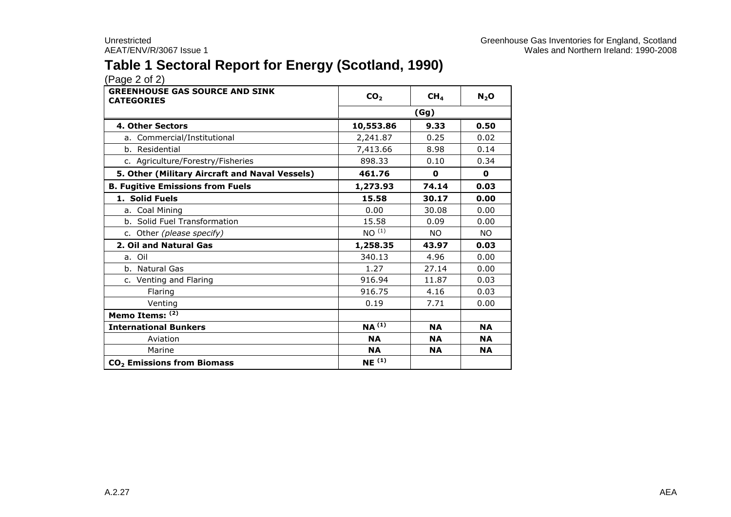# Table 1 Sectoral Report for Energy (Scotland, 1990)

(Page 2 of 2)

| GREENHOUSE GAS SOURCE AND SINK CATEGORIES | $CO_2$ | $CH_4$ | $N_2O$ |
|---|---|---|---|
| | (Gg) | | |
| **4. Other Sectors** | **10,553.86** | **9.33** | **0.50** |
| a. Commercial/Institutional | 2,241.87 | 0.25 | 0.02 |
| b. Residential | 7,413.66 | 8.98 | 0.14 |
| c. Agriculture/Forestry/Fisheries | 898.33 | 0.10 | 0.34 |
| **5. Other (Military Aircraft and Naval Vessels)** | **461.76** | **0** | **0** |
| **B. Fugitive Emissions from Fuels** | **1,273.93** | **74.14** | **0.03** |
| **1. Solid Fuels** | **15.58** | **30.17** | **0.00** |
| a. Coal Mining | 0.00 | 30.08 | 0.00 |
| b. Solid Fuel Transformation | 15.58 | 0.09 | 0.00 |
| c. Other *(please specify)* | NO (1) | NO | NO |
| **2. Oil and Natural Gas** | **1,258.35** | **43.97** | **0.03** |
| a. Oil | 340.13 | 4.96 | 0.00 |
| b. Natural Gas | 1.27 | 27.14 | 0.00 |
| c. Venting and Flaring | 916.94 | 11.87 | 0.03 |
| Flaring | 916.75 | 4.16 | 0.03 |
| Venting | 0.19 | 7.71 | 0.00 |
| **Memo Items: (2)** | | | |
| **International Bunkers** | **NA (1)** | **NA** | **NA** |
| Aviation | **NA** | **NA** | **NA** |
| Marine | **NA** | **NA** | **NA** |
| **$CO_2$ Emissions from Biomass** | **NE (1)** | | |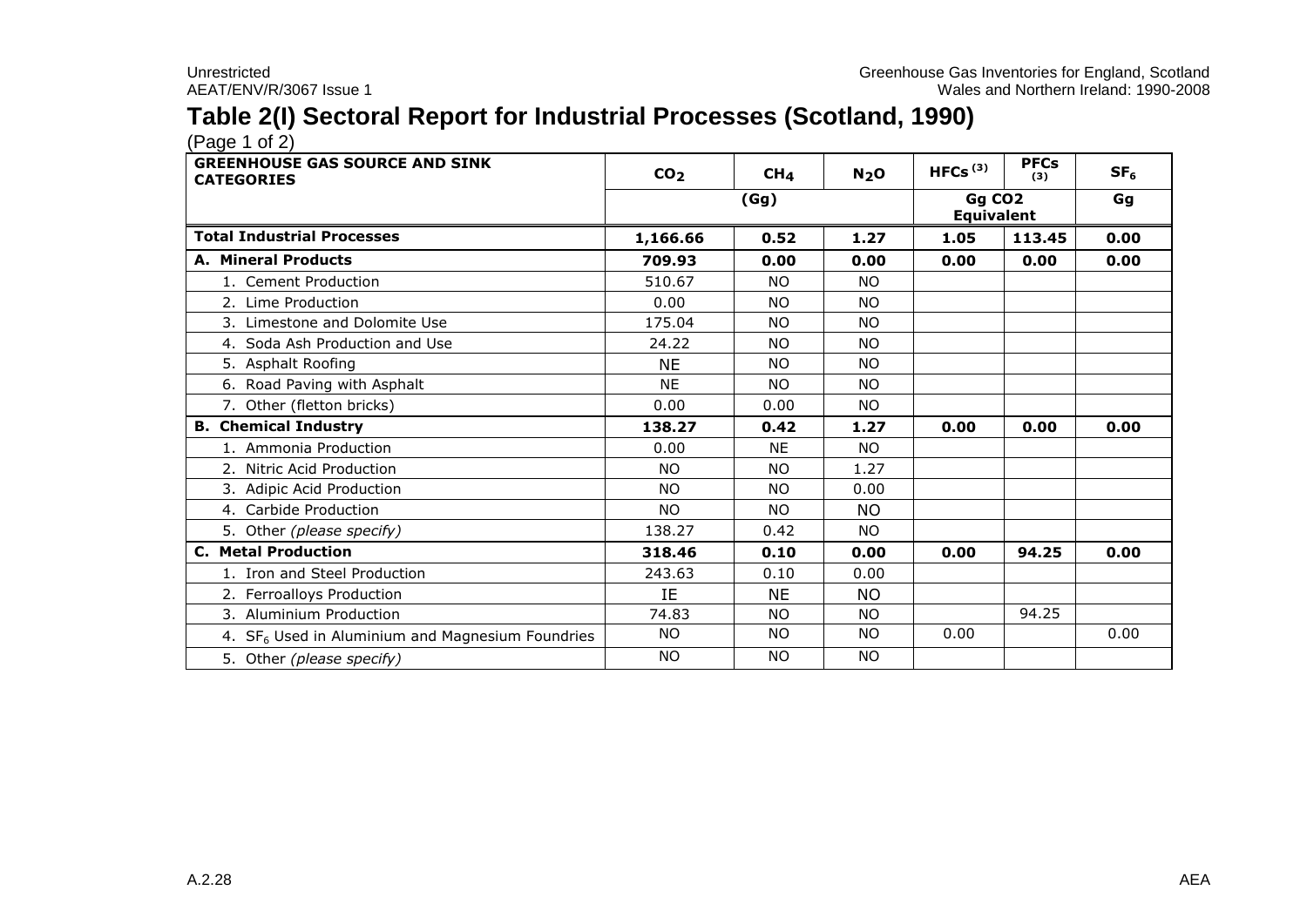# Table 2(I) Sectoral Report for Industrial Processes (Scotland, 1990)

(Page 1 of 2)

| GREENHOUSE GAS SOURCE AND SINK CATEGORIES | $CO_2$ | $CH_4$ | $N_2O$ | HFCs [(3)] | PFCs [(3)] | $SF_6$ |
|---|---|---|---|---|---|---|
| | (Gg) | | | Gg CO2 Equivalent | | Gg |
| **Total Industrial Processes** | **1,166.66** | **0.52** | **1.27** | **1.05** | **113.45** | **0.00** |
| **A. Mineral Products** | **709.93** | **0.00** | **0.00** | **0.00** | **0.00** | **0.00** |
| 1. Cement Production | 510.67 | NO | NO | | | |
| 2. Lime Production | 0.00 | NO | NO | | | |
| 3. Limestone and Dolomite Use | 175.04 | NO | NO | | | |
| 4. Soda Ash Production and Use | 24.22 | NO | NO | | | |
| 5. Asphalt Roofing | NE | NO | NO | | | |
| 6. Road Paving with Asphalt | NE | NO | NO | | | |
| 7. Other (fletton bricks) | 0.00 | 0.00 | NO | | | |
| **B. Chemical Industry** | **138.27** | **0.42** | **1.27** | **0.00** | **0.00** | **0.00** |
| 1. Ammonia Production | 0.00 | NE | NO | | | |
| 2. Nitric Acid Production | NO | NO | 1.27 | | | |
| 3. Adipic Acid Production | NO | NO | 0.00 | | | |
| 4. Carbide Production | NO | NO | NO | | | |
| 5. Other *(please specify)* | 138.27 | 0.42 | NO | | | |
| **C. Metal Production** | **318.46** | **0.10** | **0.00** | **0.00** | **94.25** | **0.00** |
| 1. Iron and Steel Production | 243.63 | 0.10 | 0.00 | | | |
| 2. Ferroalloys Production | IE | NE | NO | | | |
| 3. Aluminium Production | 74.83 | NO | NO | | 94.25 | |
| 4. $SF_6$ Used in Aluminium and Magnesium Foundries | NO | NO | NO | 0.00 | | 0.00 |
| 5. Other *(please specify)* | NO | NO | NO | | | |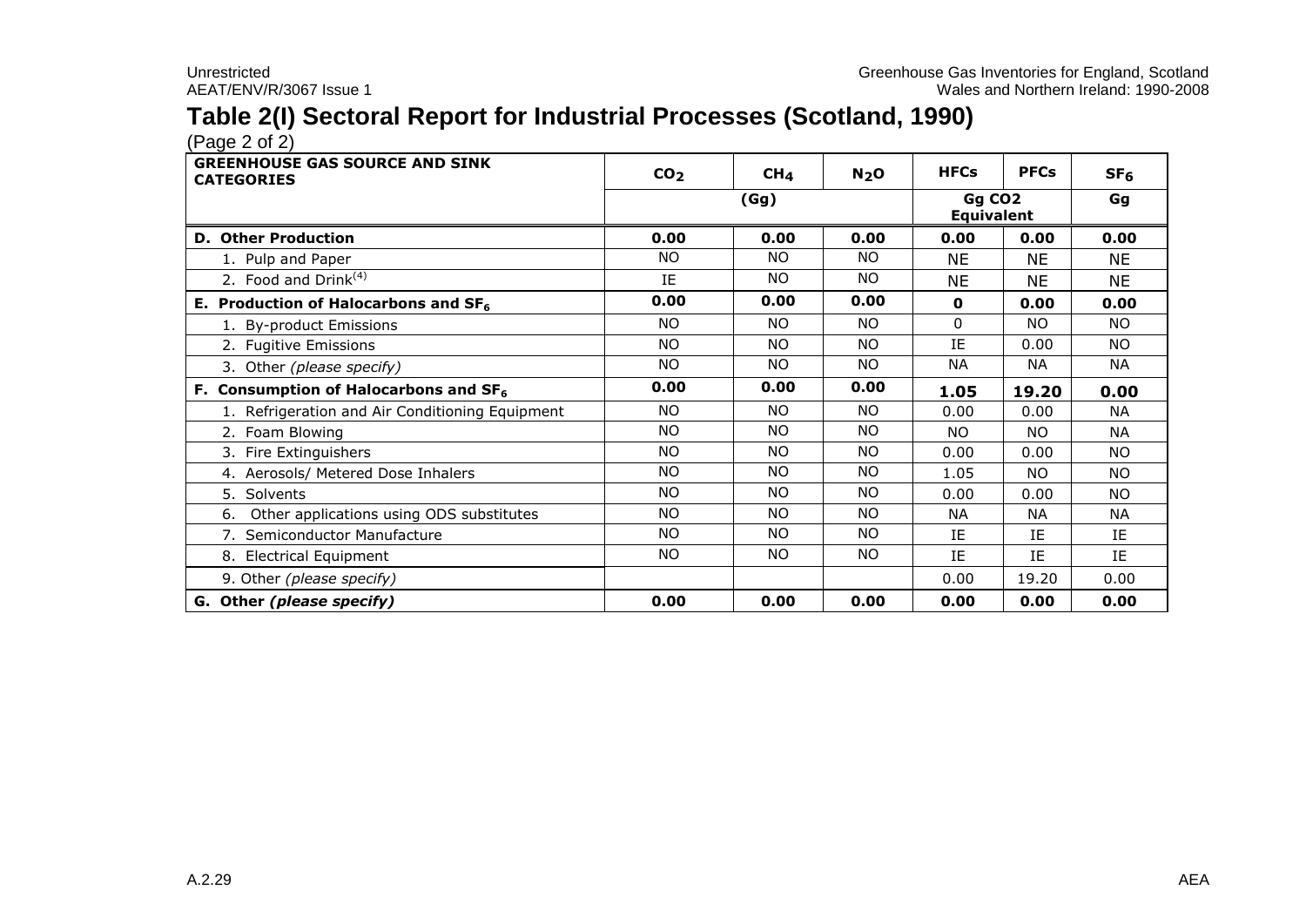# Table 2(I) Sectoral Report for Industrial Processes (Scotland, 1990)

(Page 2 of 2)

| GREENHOUSE GAS SOURCE AND SINK CATEGORIES | $CO_2$ | $CH_4$ | $N_2O$ | HFCs | PFCs | $SF_6$ |
|---|---|---|---|---|---|---|
| | (Gg) | | | Gg CO2 Equivalent | | Gg |
| **D. Other Production** | **0.00** | **0.00** | **0.00** | **0.00** | **0.00** | **0.00** |
| 1. Pulp and Paper | NO | NO | NO | NE | NE | NE |
| 2. Food and Drink[(4)] | IE | NO | NO | NE | NE | NE |
| **E. Production of Halocarbons and $SF_6$** | **0.00** | **0.00** | **0.00** | **0** | **0.00** | **0.00** |
| 1. By-product Emissions | NO | NO | NO | 0 | NO | NO |
| 2. Fugitive Emissions | NO | NO | NO | IE | 0.00 | NO |
| 3. Other *(please specify)* | NO | NO | NO | NA | NA | NA |
| **F. Consumption of Halocarbons and $SF_6$** | **0.00** | **0.00** | **0.00** | **1.05** | **19.20** | **0.00** |
| 1. Refrigeration and Air Conditioning Equipment | NO | NO | NO | 0.00 | 0.00 | NA |
| 2. Foam Blowing | NO | NO | NO | NO | NO | NA |
| 3. Fire Extinguishers | NO | NO | NO | 0.00 | 0.00 | NO |
| 4. Aerosols/ Metered Dose Inhalers | NO | NO | NO | 1.05 | NO | NO |
| 5. Solvents | NO | NO | NO | 0.00 | 0.00 | NO |
| 6. Other applications using ODS substitutes | NO | NO | NO | NA | NA | NA |
| 7. Semiconductor Manufacture | NO | NO | NO | IE | IE | IE |
| 8. Electrical Equipment | NO | NO | NO | IE | IE | IE |
| 9. Other *(please specify)* | | | | 0.00 | 19.20 | 0.00 |
| **G. Other *(please specify)*** | **0.00** | **0.00** | **0.00** | **0.00** | **0.00** | **0.00** |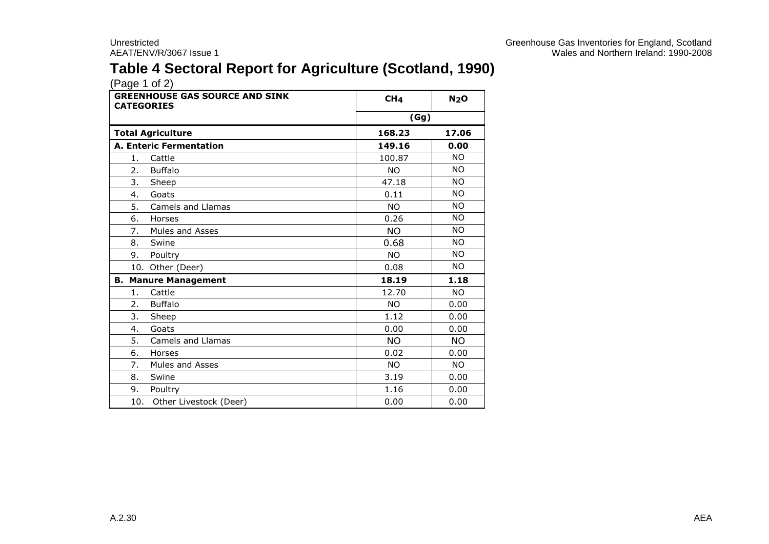# Table 4 Sectoral Report for Agriculture (Scotland, 1990)

(Page 1 of 2)

| GREENHOUSE GAS SOURCE AND SINK CATEGORIES | $CH_4$ | $N_2O$ |
|---|---|---|
| | (Gg) | |
| **Total Agriculture** | **168.23** | **17.06** |
| **A. Enteric Fermentation** | **149.16** | **0.00** |
| 1. Cattle | 100.87 | NO |
| 2. Buffalo | NO | NO |
| 3. Sheep | 47.18 | NO |
| 4. Goats | 0.11 | NO |
| 5. Camels and Llamas | NO | NO |
| 6. Horses | 0.26 | NO |
| 7. Mules and Asses | NO | NO |
| 8. Swine | 0.68 | NO |
| 9. Poultry | NO | NO |
| 10. Other (Deer) | 0.08 | NO |
| **B. Manure Management** | **18.19** | **1.18** |
| 1. Cattle | 12.70 | NO |
| 2. Buffalo | NO | 0.00 |
| 3. Sheep | 1.12 | 0.00 |
| 4. Goats | 0.00 | 0.00 |
| 5. Camels and Llamas | NO | NO |
| 6. Horses | 0.02 | 0.00 |
| 7. Mules and Asses | NO | NO |
| 8. Swine | 3.19 | 0.00 |
| 9. Poultry | 1.16 | 0.00 |
| 10. Other Livestock (Deer) | 0.00 | 0.00 |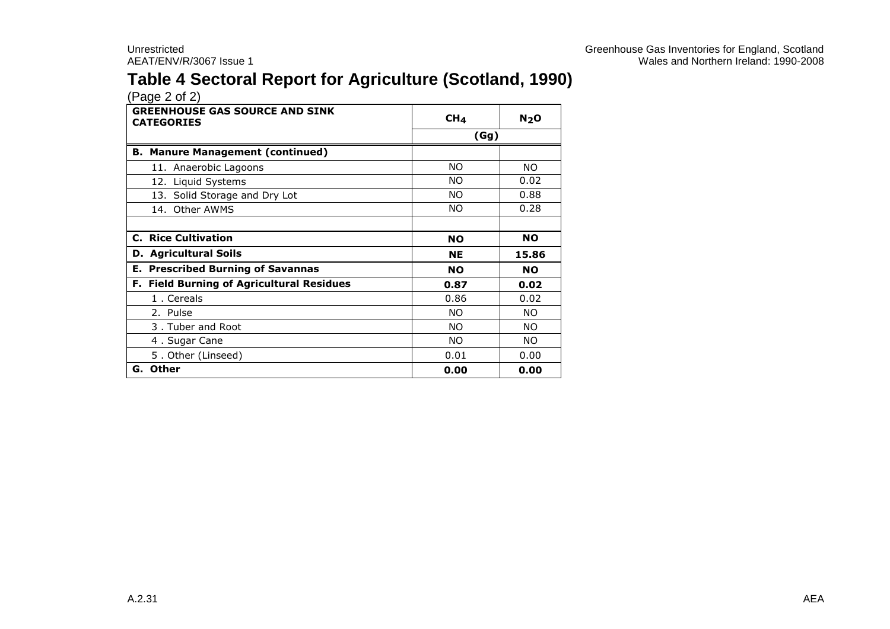## Table 4 Sectoral Report for Agriculture (Scotland, 1990)

(Page 2 of 2)

| GREENHOUSE GAS SOURCE AND SINK CATEGORIES | $CH_4$ | $N_2O$ |
|---|---|---|
| | (Gg) | |
| **B. Manure Management (continued)** | | |
| 11. Anaerobic Lagoons | NO | NO |
| 12. Liquid Systems | NO | 0.02 |
| 13. Solid Storage and Dry Lot | NO | 0.88 |
| 14. Other AWMS | NO | 0.28 |
| | | |
| **C. Rice Cultivation** | **NO** | **NO** |
| **D. Agricultural Soils** | **NE** | **15.86** |
| **E. Prescribed Burning of Savannas** | **NO** | **NO** |
| **F. Field Burning of Agricultural Residues** | **0.87** | **0.02** |
| 1 . Cereals | 0.86 | 0.02 |
| 2. Pulse | NO | NO |
| 3 . Tuber and Root | NO | NO |
| 4 . Sugar Cane | NO | NO |
| 5 . Other (Linseed) | 0.01 | 0.00 |
| **G. Other** | **0.00** | **0.00** |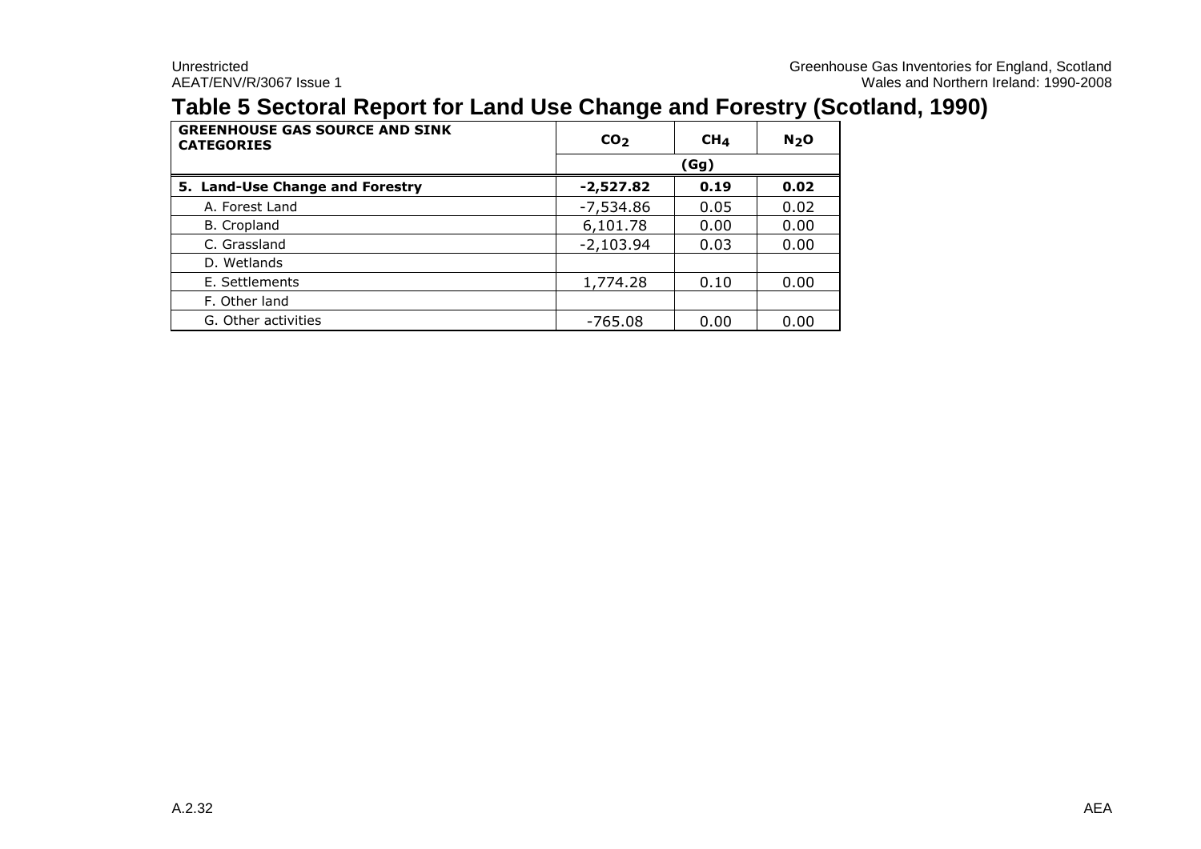# Table 5 Sectoral Report for Land Use Change and Forestry (Scotland, 1990)

| GREENHOUSE GAS SOURCE AND SINK CATEGORIES | $CO_2$ | $CH_4$ | $N_2O$ |
|---|---|---|---|
| | (Gg) | | |
| **5. Land-Use Change and Forestry** | **-2,527.82** | **0.19** | **0.02** |
| A. Forest Land | -7,534.86 | 0.05 | 0.02 |
| B. Cropland | 6,101.78 | 0.00 | 0.00 |
| C. Grassland | -2,103.94 | 0.03 | 0.00 |
| D. Wetlands | | | |
| E. Settlements | 1,774.28 | 0.10 | 0.00 |
| F. Other land | | | |
| G. Other activities | -765.08 | 0.00 | 0.00 |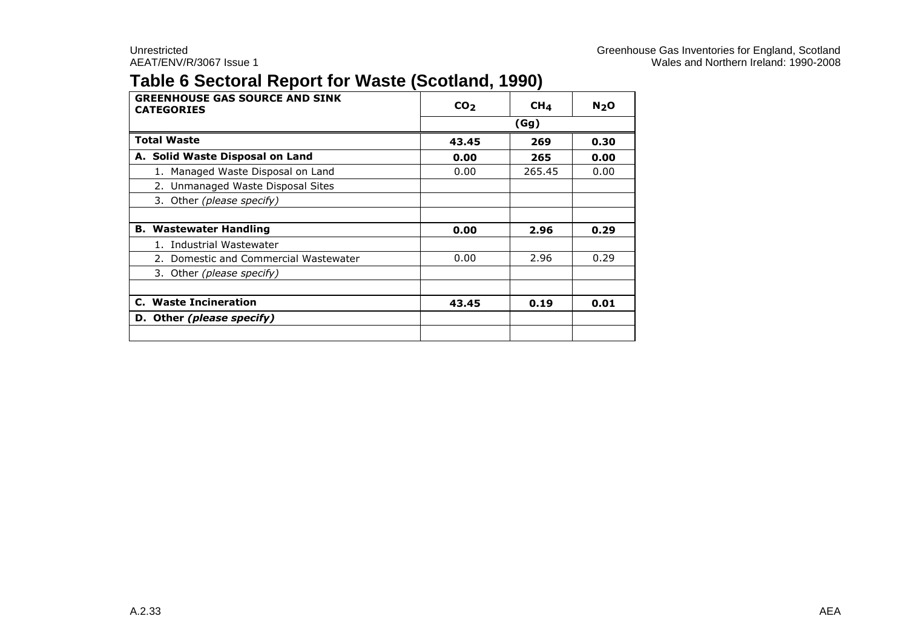## Table 6 Sectoral Report for Waste (Scotland, 1990)

| GREENHOUSE GAS SOURCE AND SINK CATEGORIES | $CO_2$ | $CH_4$ | $N_2O$ |
|---|---|---|---|
| | (Gg) | | |
| **Total Waste** | **43.45** | **269** | **0.30** |
| **A. Solid Waste Disposal on Land** | **0.00** | **265** | **0.00** |
| 1. Managed Waste Disposal on Land | 0.00 | 265.45 | 0.00 |
| 2. Unmanaged Waste Disposal Sites | | | |
| 3. Other *(please specify)* | | | |
| | | | |
| **B. Wastewater Handling** | **0.00** | **2.96** | **0.29** |
| 1. Industrial Wastewater | | | |
| 2. Domestic and Commercial Wastewater | 0.00 | 2.96 | 0.29 |
| 3. Other *(please specify)* | | | |
| | | | |
| **C. Waste Incineration** | **43.45** | **0.19** | **0.01** |
| **D. Other *(please specify)*** | | | |
| | | | |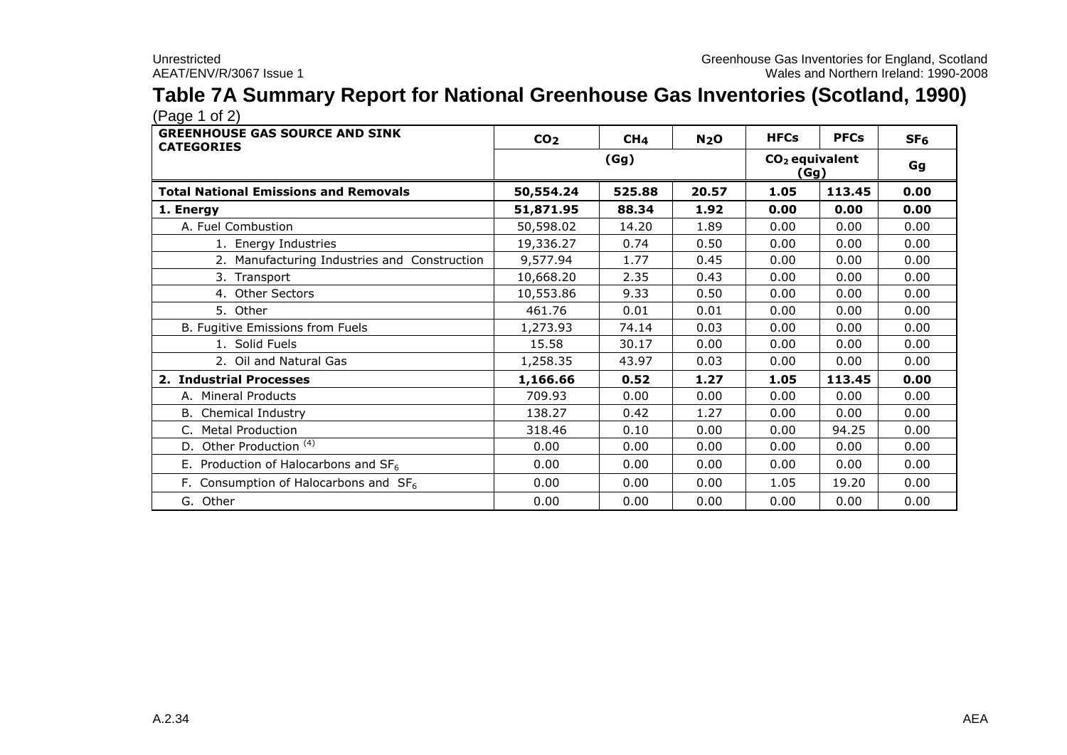# Table 7A Summary Report for National Greenhouse Gas Inventories (Scotland, 1990)

(Page 1 of 2)

| GREENHOUSE GAS SOURCE AND SINK CATEGORIES | $CO_2$ | $CH_4$ | $N_2O$ | HFCs | PFCs | $SF_6$ |
|---|---|---|---|---|---|---|
| | (Gg) | | | $CO_2$ equivalent (Gg) | | Gg |
| **Total National Emissions and Removals** | **50,554.24** | **525.88** | **20.57** | **1.05** | **113.45** | **0.00** |
| **1. Energy** | **51,871.95** | **88.34** | **1.92** | **0.00** | **0.00** | **0.00** |
| A. Fuel Combustion | 50,598.02 | 14.20 | 1.89 | 0.00 | 0.00 | 0.00 |
| 1. Energy Industries | 19,336.27 | 0.74 | 0.50 | 0.00 | 0.00 | 0.00 |
| 2. Manufacturing Industries and Construction | 9,577.94 | 1.77 | 0.45 | 0.00 | 0.00 | 0.00 |
| 3. Transport | 10,668.20 | 2.35 | 0.43 | 0.00 | 0.00 | 0.00 |
| 4. Other Sectors | 10,553.86 | 9.33 | 0.50 | 0.00 | 0.00 | 0.00 |
| 5. Other | 461.76 | 0.01 | 0.01 | 0.00 | 0.00 | 0.00 |
| B. Fugitive Emissions from Fuels | 1,273.93 | 74.14 | 0.03 | 0.00 | 0.00 | 0.00 |
| 1. Solid Fuels | 15.58 | 30.17 | 0.00 | 0.00 | 0.00 | 0.00 |
| 2. Oil and Natural Gas | 1,258.35 | 43.97 | 0.03 | 0.00 | 0.00 | 0.00 |
| **2. Industrial Processes** | **1,166.66** | **0.52** | **1.27** | **1.05** | **113.45** | **0.00** |
| A. Mineral Products | 709.93 | 0.00 | 0.00 | 0.00 | 0.00 | 0.00 |
| B. Chemical Industry | 138.27 | 0.42 | 1.27 | 0.00 | 0.00 | 0.00 |
| C. Metal Production | 318.46 | 0.10 | 0.00 | 0.00 | 94.25 | 0.00 |
| D. Other Production [4] | 0.00 | 0.00 | 0.00 | 0.00 | 0.00 | 0.00 |
| E. Production of Halocarbons and $SF_6$ | 0.00 | 0.00 | 0.00 | 0.00 | 0.00 | 0.00 |
| F. Consumption of Halocarbons and $SF_6$ | 0.00 | 0.00 | 0.00 | 1.05 | 19.20 | 0.00 |
| G. Other | 0.00 | 0.00 | 0.00 | 0.00 | 0.00 | 0.00 |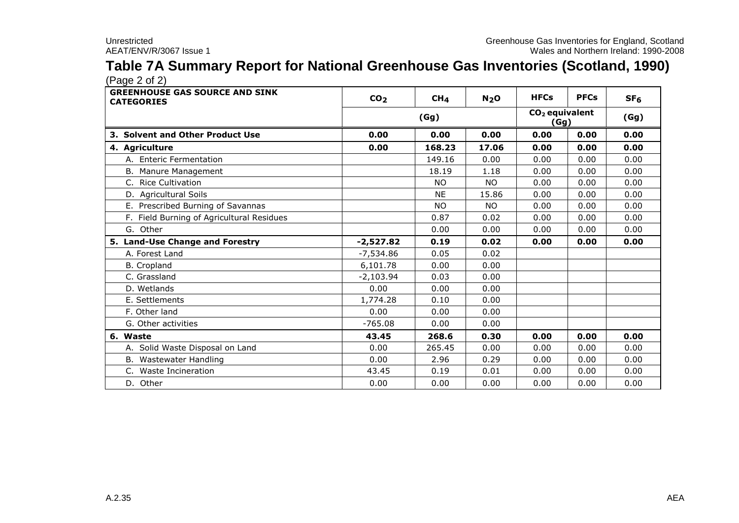# Table 7A Summary Report for National Greenhouse Gas Inventories (Scotland, 1990)

(Page 2 of 2)

| GREENHOUSE GAS SOURCE AND SINK CATEGORIES | $CO_2$ | $CH_4$ | $N_2O$ | HFCs | PFCs | $SF_6$ |
|---|---|---|---|---|---|---|
| | (Gg) | | | $CO_2$ equivalent (Gg) | | (Gg) |
| **3. Solvent and Other Product Use** | **0.00** | **0.00** | **0.00** | **0.00** | **0.00** | **0.00** |
| **4. Agriculture** | **0.00** | **168.23** | **17.06** | **0.00** | **0.00** | **0.00** |
| A. Enteric Fermentation | | 149.16 | 0.00 | 0.00 | 0.00 | 0.00 |
| B. Manure Management | | 18.19 | 1.18 | 0.00 | 0.00 | 0.00 |
| C. Rice Cultivation | | NO | NO | 0.00 | 0.00 | 0.00 |
| D. Agricultural Soils | | NE | 15.86 | 0.00 | 0.00 | 0.00 |
| E. Prescribed Burning of Savannas | | NO | NO | 0.00 | 0.00 | 0.00 |
| F. Field Burning of Agricultural Residues | | 0.87 | 0.02 | 0.00 | 0.00 | 0.00 |
| G. Other | | 0.00 | 0.00 | 0.00 | 0.00 | 0.00 |
| **5. Land-Use Change and Forestry** | **-2,527.82** | **0.19** | **0.02** | **0.00** | **0.00** | **0.00** |
| A. Forest Land | -7,534.86 | 0.05 | 0.02 | | | |
| B. Cropland | 6,101.78 | 0.00 | 0.00 | | | |
| C. Grassland | -2,103.94 | 0.03 | 0.00 | | | |
| D. Wetlands | 0.00 | 0.00 | 0.00 | | | |
| E. Settlements | 1,774.28 | 0.10 | 0.00 | | | |
| F. Other land | 0.00 | 0.00 | 0.00 | | | |
| G. Other activities | -765.08 | 0.00 | 0.00 | | | |
| **6. Waste** | **43.45** | **268.6** | **0.30** | **0.00** | **0.00** | **0.00** |
| A. Solid Waste Disposal on Land | 0.00 | 265.45 | 0.00 | 0.00 | 0.00 | 0.00 |
| B. Wastewater Handling | 0.00 | 2.96 | 0.29 | 0.00 | 0.00 | 0.00 |
| C. Waste Incineration | 43.45 | 0.19 | 0.01 | 0.00 | 0.00 | 0.00 |
| D. Other | 0.00 | 0.00 | 0.00 | 0.00 | 0.00 | 0.00 |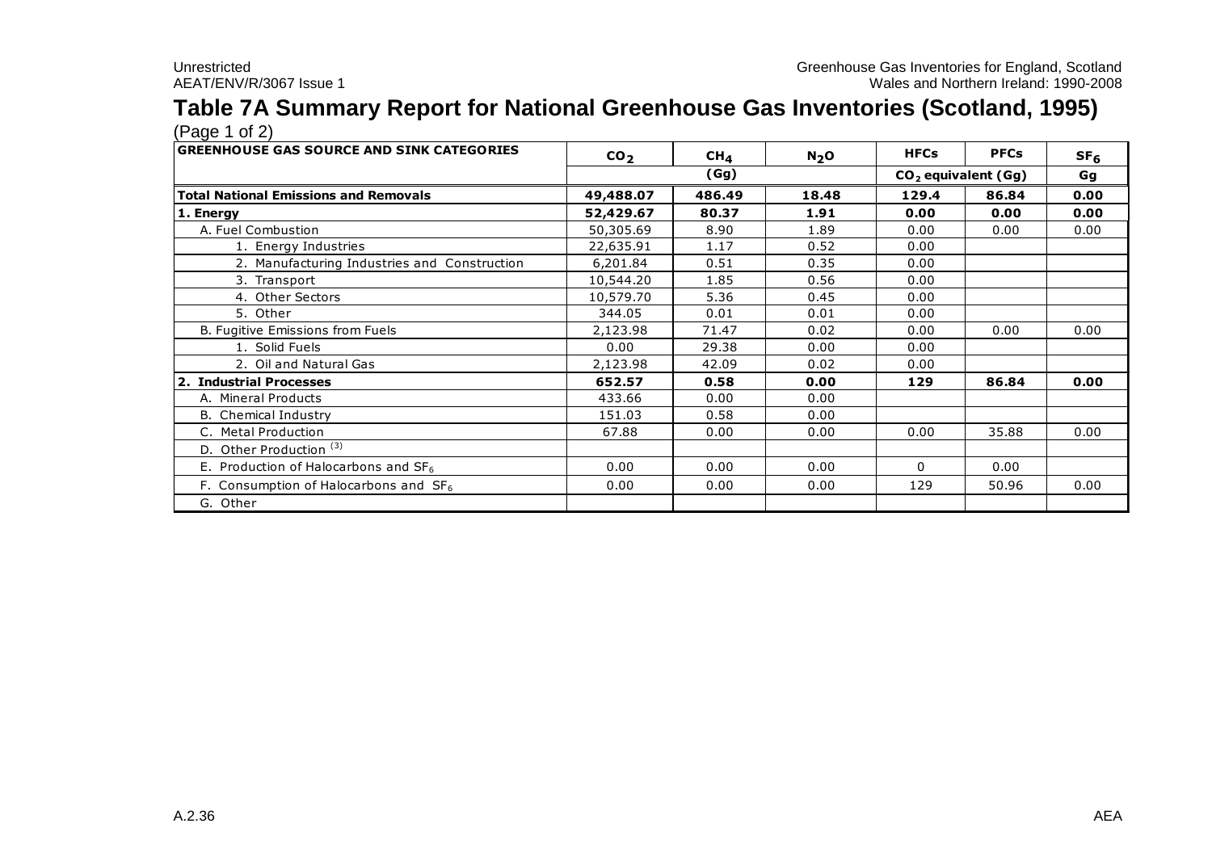# Table 7A Summary Report for National Greenhouse Gas Inventories (Scotland, 1995)

(Page 1 of 2)

| GREENHOUSE GAS SOURCE AND SINK CATEGORIES | $CO_2$ | $CH_4$ | $N_2O$ | HFCs | PFCs | $SF_6$ |
|---|---|---|---|---|---|---|
| | (Gg) | | | $CO_2$ equivalent (Gg) | | Gg |
| **Total National Emissions and Removals** | **49,488.07** | **486.49** | **18.48** | **129.4** | **86.84** | **0.00** |
| **1. Energy** | **52,429.67** | **80.37** | **1.91** | **0.00** | **0.00** | **0.00** |
| A. Fuel Combustion | 50,305.69 | 8.90 | 1.89 | 0.00 | 0.00 | 0.00 |
| 1. Energy Industries | 22,635.91 | 1.17 | 0.52 | 0.00 | | |
| 2. Manufacturing Industries and Construction | 6,201.84 | 0.51 | 0.35 | 0.00 | | |
| 3. Transport | 10,544.20 | 1.85 | 0.56 | 0.00 | | |
| 4. Other Sectors | 10,579.70 | 5.36 | 0.45 | 0.00 | | |
| 5. Other | 344.05 | 0.01 | 0.01 | 0.00 | | |
| B. Fugitive Emissions from Fuels | 2,123.98 | 71.47 | 0.02 | 0.00 | 0.00 | 0.00 |
| 1. Solid Fuels | 0.00 | 29.38 | 0.00 | 0.00 | | |
| 2. Oil and Natural Gas | 2,123.98 | 42.09 | 0.02 | 0.00 | | |
| **2. Industrial Processes** | **652.57** | **0.58** | **0.00** | **129** | **86.84** | **0.00** |
| A. Mineral Products | 433.66 | 0.00 | 0.00 | | | |
| B. Chemical Industry | 151.03 | 0.58 | 0.00 | | | |
| C. Metal Production | 67.88 | 0.00 | 0.00 | 0.00 | 35.88 | 0.00 |
| D. Other Production [(3)] | | | | | | |
| E. Production of Halocarbons and $SF_6$ | 0.00 | 0.00 | 0.00 | 0 | 0.00 | |
| F. Consumption of Halocarbons and $SF_6$ | 0.00 | 0.00 | 0.00 | 129 | 50.96 | 0.00 |
| G. Other | | | | | | |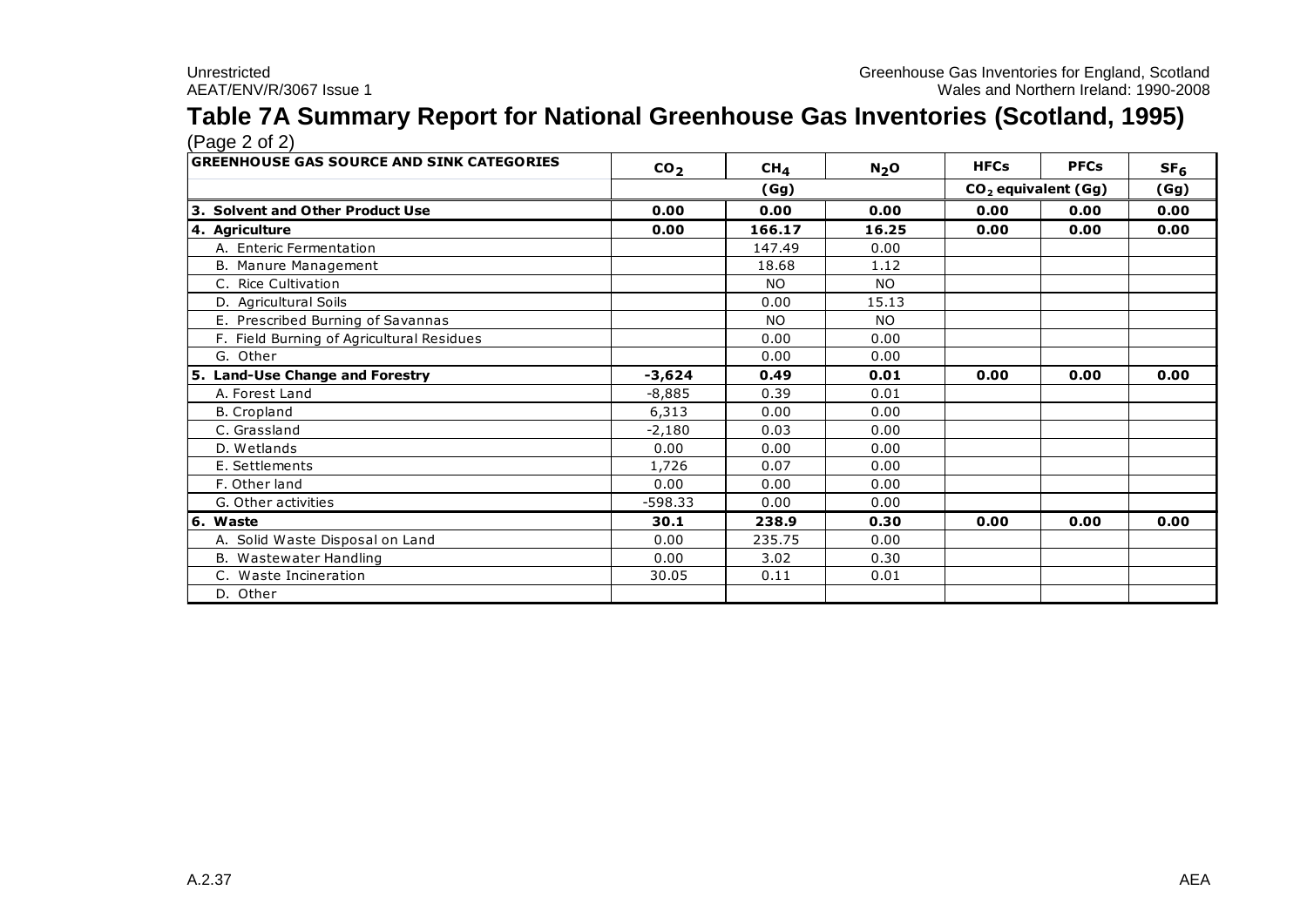# Table 7A Summary Report for National Greenhouse Gas Inventories (Scotland, 1995)

(Page 2 of 2)

| GREENHOUSE GAS SOURCE AND SINK CATEGORIES | $CO_2$ | $CH_4$ | $N_2O$ | HFCs | PFCs | $SF_6$ |
|---|---|---|---|---|---|---|
| | (Gg) | | | $CO_2$ equivalent (Gg) | | (Gg) |
| **3. Solvent and Other Product Use** | **0.00** | **0.00** | **0.00** | **0.00** | **0.00** | **0.00** |
| **4. Agriculture** | **0.00** | **166.17** | **16.25** | **0.00** | **0.00** | **0.00** |
| A. Enteric Fermentation | | 147.49 | 0.00 | | | |
| B. Manure Management | | 18.68 | 1.12 | | | |
| C. Rice Cultivation | | NO | NO | | | |
| D. Agricultural Soils | | 0.00 | 15.13 | | | |
| E. Prescribed Burning of Savannas | | NO | NO | | | |
| F. Field Burning of Agricultural Residues | | 0.00 | 0.00 | | | |
| G. Other | | 0.00 | 0.00 | | | |
| **5. Land-Use Change and Forestry** | **-3,624** | **0.49** | **0.01** | **0.00** | **0.00** | **0.00** |
| A. Forest Land | -8,885 | 0.39 | 0.01 | | | |
| B. Cropland | 6,313 | 0.00 | 0.00 | | | |
| C. Grassland | -2,180 | 0.03 | 0.00 | | | |
| D. Wetlands | 0.00 | 0.00 | 0.00 | | | |
| E. Settlements | 1,726 | 0.07 | 0.00 | | | |
| F. Other land | 0.00 | 0.00 | 0.00 | | | |
| G. Other activities | -598.33 | 0.00 | 0.00 | | | |
| **6. Waste** | **30.1** | **238.9** | **0.30** | **0.00** | **0.00** | **0.00** |
| A. Solid Waste Disposal on Land | 0.00 | 235.75 | 0.00 | | | |
| B. Wastewater Handling | 0.00 | 3.02 | 0.30 | | | |
| C. Waste Incineration | 30.05 | 0.11 | 0.01 | | | |
| D. Other | | | | | | |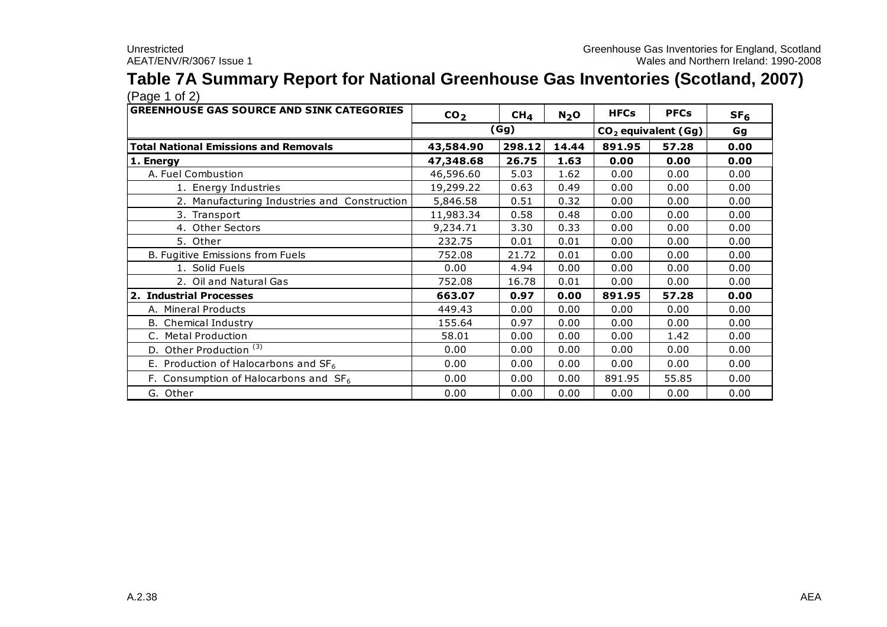# Table 7A Summary Report for National Greenhouse Gas Inventories (Scotland, 2007)

(Page 1 of 2)

| GREENHOUSE GAS SOURCE AND SINK CATEGORIES | $CO_2$ | $CH_4$ | $N_2O$ | HFCs | PFCs | $SF_6$ |
|---|---|---|---|---|---|---|
| | (Gg) | | | $CO_2$ equivalent (Gg) | | Gg |
| **Total National Emissions and Removals** | **43,584.90** | **298.12** | **14.44** | **891.95** | **57.28** | **0.00** |
| **1. Energy** | **47,348.68** | **26.75** | **1.63** | **0.00** | **0.00** | **0.00** |
| A. Fuel Combustion | 46,596.60 | 5.03 | 1.62 | 0.00 | 0.00 | 0.00 |
| 1. Energy Industries | 19,299.22 | 0.63 | 0.49 | 0.00 | 0.00 | 0.00 |
| 2. Manufacturing Industries and Construction | 5,846.58 | 0.51 | 0.32 | 0.00 | 0.00 | 0.00 |
| 3. Transport | 11,983.34 | 0.58 | 0.48 | 0.00 | 0.00 | 0.00 |
| 4. Other Sectors | 9,234.71 | 3.30 | 0.33 | 0.00 | 0.00 | 0.00 |
| 5. Other | 232.75 | 0.01 | 0.01 | 0.00 | 0.00 | 0.00 |
| B. Fugitive Emissions from Fuels | 752.08 | 21.72 | 0.01 | 0.00 | 0.00 | 0.00 |
| 1. Solid Fuels | 0.00 | 4.94 | 0.00 | 0.00 | 0.00 | 0.00 |
| 2. Oil and Natural Gas | 752.08 | 16.78 | 0.01 | 0.00 | 0.00 | 0.00 |
| **2. Industrial Processes** | **663.07** | **0.97** | **0.00** | **891.95** | **57.28** | **0.00** |
| A. Mineral Products | 449.43 | 0.00 | 0.00 | 0.00 | 0.00 | 0.00 |
| B. Chemical Industry | 155.64 | 0.97 | 0.00 | 0.00 | 0.00 | 0.00 |
| C. Metal Production | 58.01 | 0.00 | 0.00 | 0.00 | 1.42 | 0.00 |
| D. Other Production [(3)] | 0.00 | 0.00 | 0.00 | 0.00 | 0.00 | 0.00 |
| E. Production of Halocarbons and $SF_6$ | 0.00 | 0.00 | 0.00 | 0.00 | 0.00 | 0.00 |
| F. Consumption of Halocarbons and $SF_6$ | 0.00 | 0.00 | 0.00 | 891.95 | 55.85 | 0.00 |
| G. Other | 0.00 | 0.00 | 0.00 | 0.00 | 0.00 | 0.00 |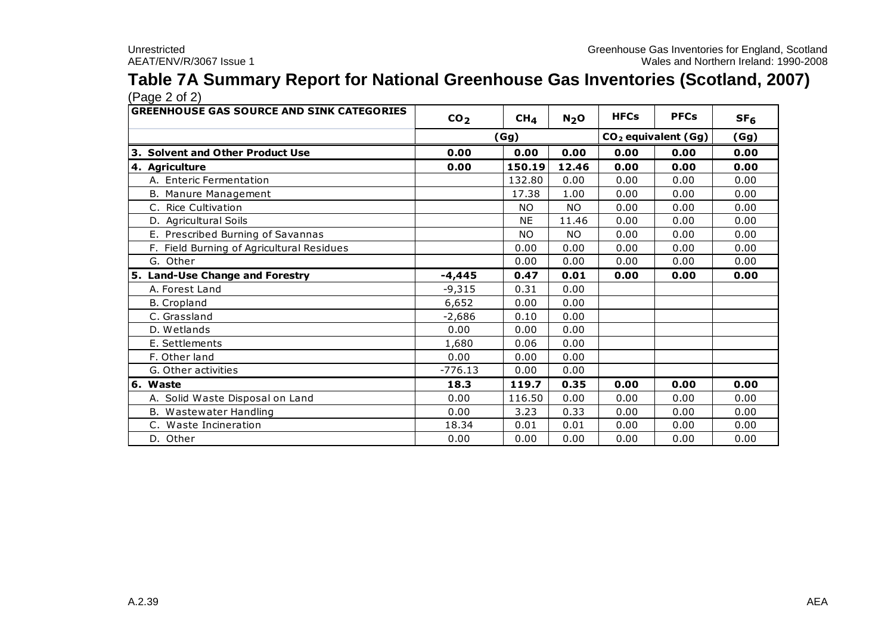# Table 7A Summary Report for National Greenhouse Gas Inventories (Scotland, 2007)

(Page 2 of 2)

| GREENHOUSE GAS SOURCE AND SINK CATEGORIES | $CO_2$ | $CH_4$ | $N_2O$ | HFCs | PFCs | $SF_6$ |
|---|---|---|---|---|---|---|
| | (Gg) | | | $CO_2$ equivalent (Gg) | | (Gg) |
| **3. Solvent and Other Product Use** | **0.00** | **0.00** | **0.00** | **0.00** | **0.00** | **0.00** |
| **4. Agriculture** | **0.00** | **150.19** | **12.46** | **0.00** | **0.00** | **0.00** |
| A. Enteric Fermentation | | 132.80 | 0.00 | 0.00 | 0.00 | 0.00 |
| B. Manure Management | | 17.38 | 1.00 | 0.00 | 0.00 | 0.00 |
| C. Rice Cultivation | | NO | NO | 0.00 | 0.00 | 0.00 |
| D. Agricultural Soils | | NE | 11.46 | 0.00 | 0.00 | 0.00 |
| E. Prescribed Burning of Savannas | | NO | NO | 0.00 | 0.00 | 0.00 |
| F. Field Burning of Agricultural Residues | | 0.00 | 0.00 | 0.00 | 0.00 | 0.00 |
| G. Other | | 0.00 | 0.00 | 0.00 | 0.00 | 0.00 |
| **5. Land-Use Change and Forestry** | **-4,445** | **0.47** | **0.01** | **0.00** | **0.00** | **0.00** |
| A. Forest Land | -9,315 | 0.31 | 0.00 | | | |
| B. Cropland | 6,652 | 0.00 | 0.00 | | | |
| C. Grassland | -2,686 | 0.10 | 0.00 | | | |
| D. Wetlands | 0.00 | 0.00 | 0.00 | | | |
| E. Settlements | 1,680 | 0.06 | 0.00 | | | |
| F. Other land | 0.00 | 0.00 | 0.00 | | | |
| G. Other activities | -776.13 | 0.00 | 0.00 | | | |
| **6. Waste** | **18.3** | **119.7** | **0.35** | **0.00** | **0.00** | **0.00** |
| A. Solid Waste Disposal on Land | 0.00 | 116.50 | 0.00 | 0.00 | 0.00 | 0.00 |
| B. Wastewater Handling | 0.00 | 3.23 | 0.33 | 0.00 | 0.00 | 0.00 |
| C. Waste Incineration | 18.34 | 0.01 | 0.01 | 0.00 | 0.00 | 0.00 |
| D. Other | 0.00 | 0.00 | 0.00 | 0.00 | 0.00 | 0.00 |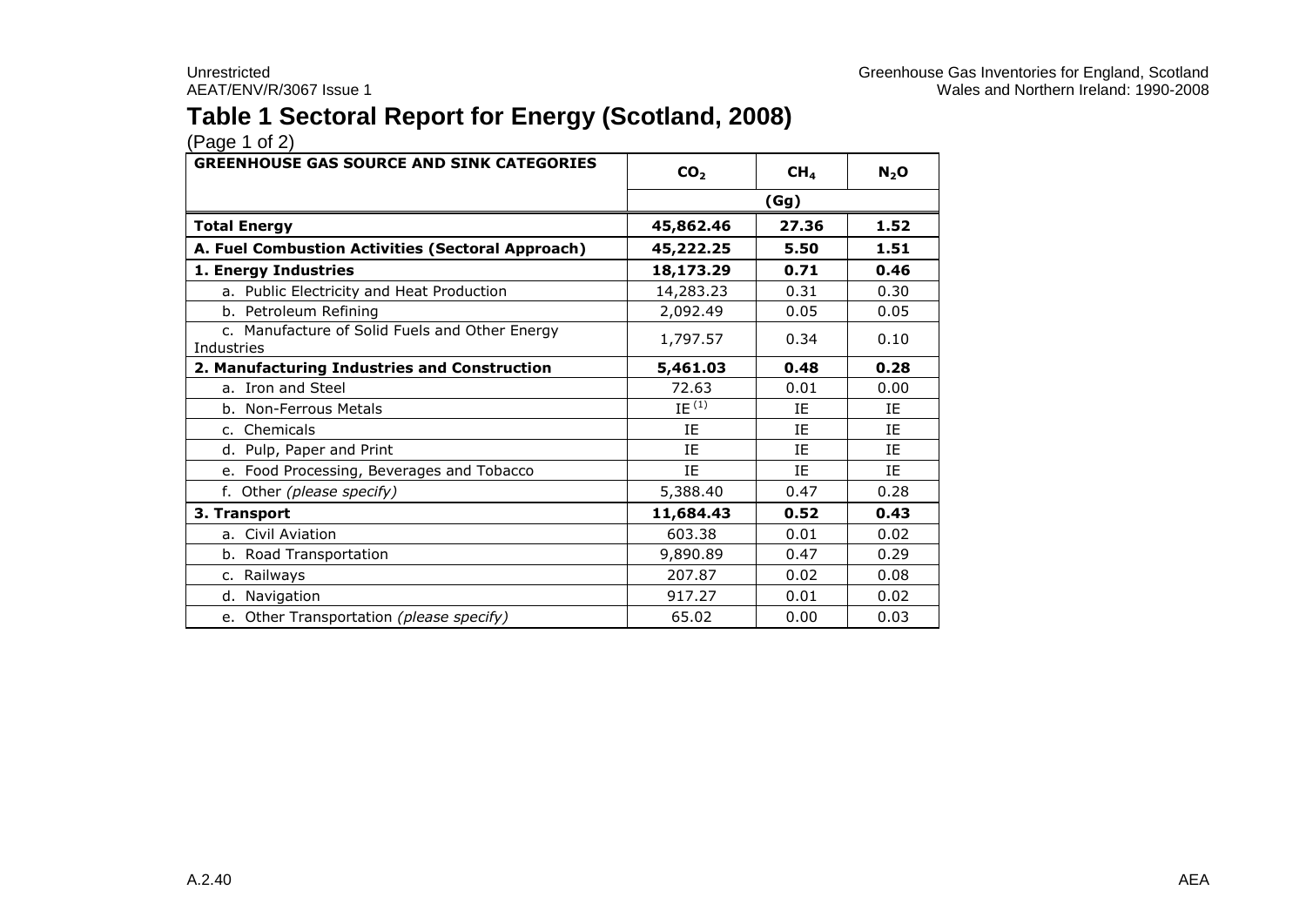# Table 1 Sectoral Report for Energy (Scotland, 2008)

(Page 1 of 2)

| GREENHOUSE GAS SOURCE AND SINK CATEGORIES | $CO_2$ | $CH_4$ | $N_2O$ |
|---|---|---|---|
| | (Gg) | | |
| **Total Energy** | **45,862.46** | **27.36** | **1.52** |
| **A. Fuel Combustion Activities (Sectoral Approach)** | **45,222.25** | **5.50** | **1.51** |
| **1. Energy Industries** | **18,173.29** | **0.71** | **0.46** |
| a. Public Electricity and Heat Production | 14,283.23 | 0.31 | 0.30 |
| b. Petroleum Refining | 2,092.49 | 0.05 | 0.05 |
| c. Manufacture of Solid Fuels and Other Energy Industries | 1,797.57 | 0.34 | 0.10 |
| **2. Manufacturing Industries and Construction** | **5,461.03** | **0.48** | **0.28** |
| a. Iron and Steel | 72.63 | 0.01 | 0.00 |
| b. Non-Ferrous Metals | IE [(1)] | IE | IE |
| c. Chemicals | IE | IE | IE |
| d. Pulp, Paper and Print | IE | IE | IE |
| e. Food Processing, Beverages and Tobacco | IE | IE | IE |
| f. Other *(please specify)* | 5,388.40 | 0.47 | 0.28 |
| **3. Transport** | **11,684.43** | **0.52** | **0.43** |
| a. Civil Aviation | 603.38 | 0.01 | 0.02 |
| b. Road Transportation | 9,890.89 | 0.47 | 0.29 |
| c. Railways | 207.87 | 0.02 | 0.08 |
| d. Navigation | 917.27 | 0.01 | 0.02 |
| e. Other Transportation *(please specify)* | 65.02 | 0.00 | 0.03 |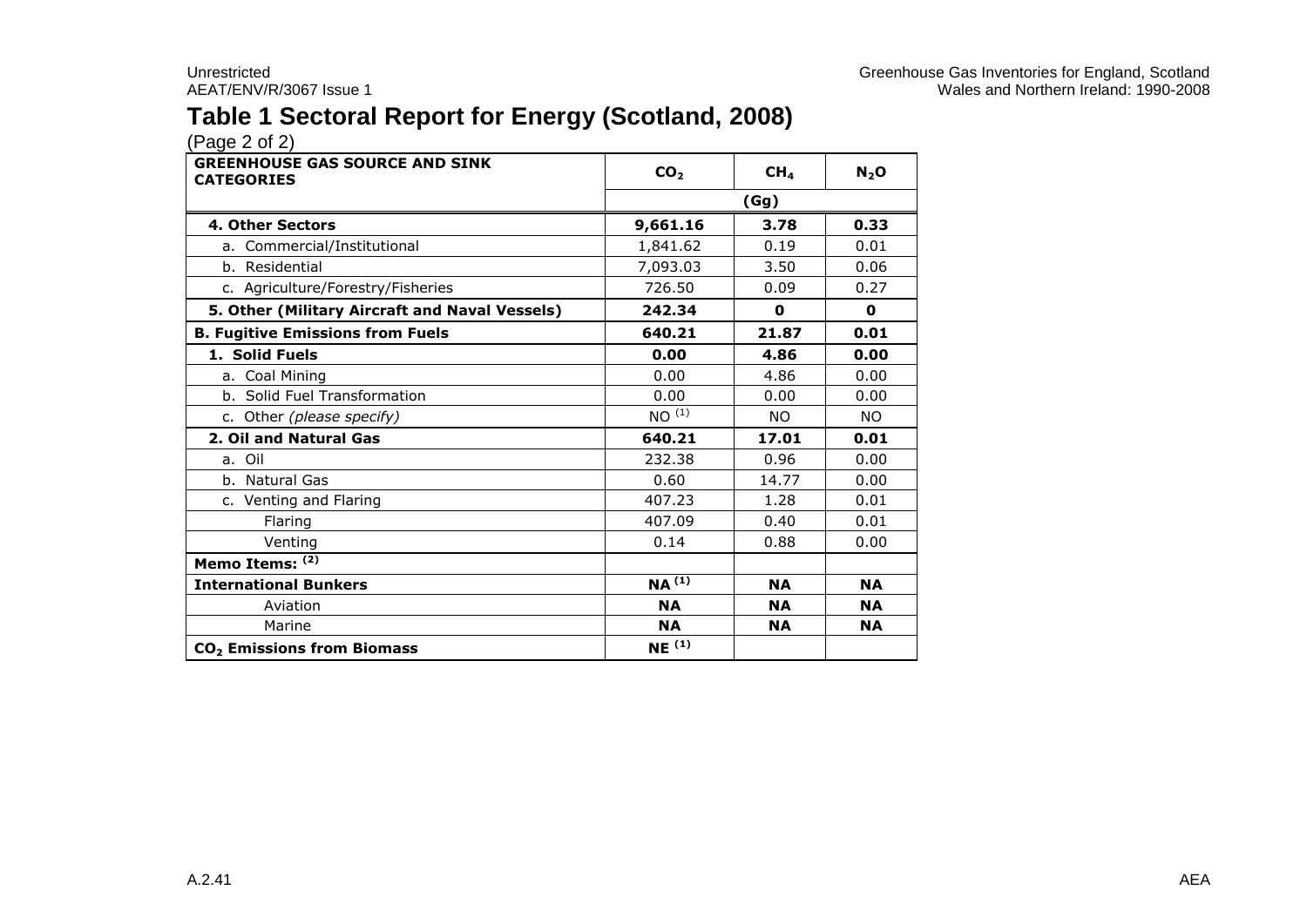# Table 1 Sectoral Report for Energy (Scotland, 2008)

(Page 2 of 2)

| GREENHOUSE GAS SOURCE AND SINK CATEGORIES | $CO_2$ | $CH_4$ | $N_2O$ |
|---|---|---|---|
| | (Gg) | | |
| **4. Other Sectors** | **9,661.16** | **3.78** | **0.33** |
| a. Commercial/Institutional | 1,841.62 | 0.19 | 0.01 |
| b. Residential | 7,093.03 | 3.50 | 0.06 |
| c. Agriculture/Forestry/Fisheries | 726.50 | 0.09 | 0.27 |
| **5. Other (Military Aircraft and Naval Vessels)** | **242.34** | **0** | **0** |
| **B. Fugitive Emissions from Fuels** | **640.21** | **21.87** | **0.01** |
| **1. Solid Fuels** | **0.00** | **4.86** | **0.00** |
| a. Coal Mining | 0.00 | 4.86 | 0.00 |
| b. Solid Fuel Transformation | 0.00 | 0.00 | 0.00 |
| c. Other *(please specify)* | NO [1] | NO | NO |
| **2. Oil and Natural Gas** | **640.21** | **17.01** | **0.01** |
| a. Oil | 232.38 | 0.96 | 0.00 |
| b. Natural Gas | 0.60 | 14.77 | 0.00 |
| c. Venting and Flaring | 407.23 | 1.28 | 0.01 |
| Flaring | 407.09 | 0.40 | 0.01 |
| Venting | 0.14 | 0.88 | 0.00 |
| **Memo Items: [2]** | | | |
| **International Bunkers** | **NA [1]** | **NA** | **NA** |
| Aviation | **NA** | **NA** | **NA** |
| Marine | **NA** | **NA** | **NA** |
| **$CO_2$ Emissions from Biomass** | **NE [1]** | | |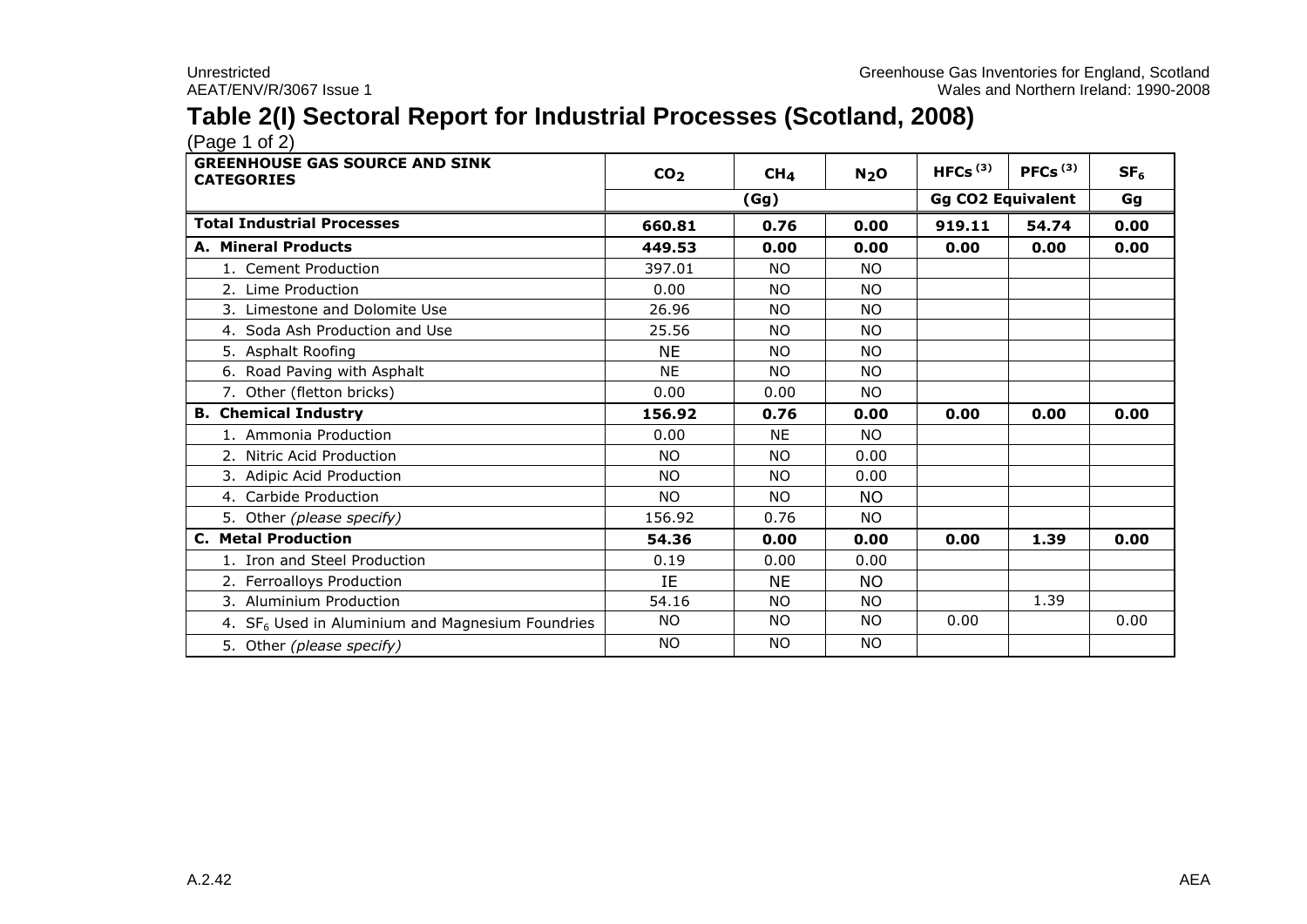## Table 2(I) Sectoral Report for Industrial Processes (Scotland, 2008)

(Page 1 of 2)

| GREENHOUSE GAS SOURCE AND SINK CATEGORIES | $CO_2$ | $CH_4$ | $N_2O$ | HFCs [3] | PFCs [3] | $SF_6$ |
|---|---|---|---|---|---|---|
| | (Gg) | | | Gg CO2 Equivalent | | Gg |
| **Total Industrial Processes** | **660.81** | **0.76** | **0.00** | **919.11** | **54.74** | **0.00** |
| **A. Mineral Products** | **449.53** | **0.00** | **0.00** | **0.00** | **0.00** | **0.00** |
| 1. Cement Production | 397.01 | NO | NO | | | |
| 2. Lime Production | 0.00 | NO | NO | | | |
| 3. Limestone and Dolomite Use | 26.96 | NO | NO | | | |
| 4. Soda Ash Production and Use | 25.56 | NO | NO | | | |
| 5. Asphalt Roofing | NE | NO | NO | | | |
| 6. Road Paving with Asphalt | NE | NO | NO | | | |
| 7. Other (fletton bricks) | 0.00 | 0.00 | NO | | | |
| **B. Chemical Industry** | **156.92** | **0.76** | **0.00** | **0.00** | **0.00** | **0.00** |
| 1. Ammonia Production | 0.00 | NE | NO | | | |
| 2. Nitric Acid Production | NO | NO | 0.00 | | | |
| 3. Adipic Acid Production | NO | NO | 0.00 | | | |
| 4. Carbide Production | NO | NO | NO | | | |
| 5. Other *(please specify)* | 156.92 | 0.76 | NO | | | |
| **C. Metal Production** | **54.36** | **0.00** | **0.00** | **0.00** | **1.39** | **0.00** |
| 1. Iron and Steel Production | 0.19 | 0.00 | 0.00 | | | |
| 2. Ferroalloys Production | IE | NE | NO | | | |
| 3. Aluminium Production | 54.16 | NO | NO | | 1.39 | |
| 4. $SF_6$ Used in Aluminium and Magnesium Foundries | NO | NO | NO | 0.00 | | 0.00 |
| 5. Other *(please specify)* | NO | NO | NO | | | |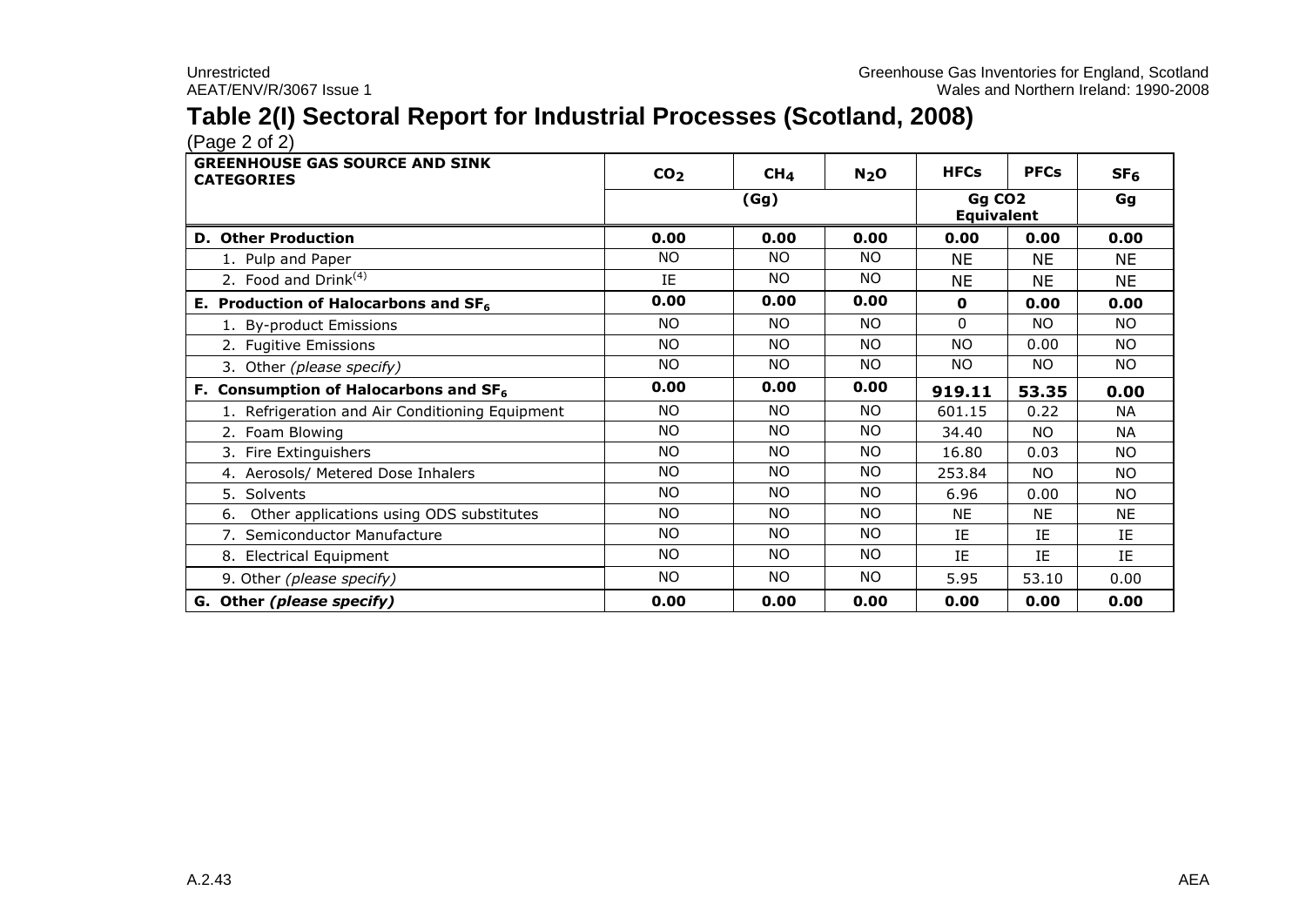## Table 2(I) Sectoral Report for Industrial Processes (Scotland, 2008)

(Page 2 of 2)

| GREENHOUSE GAS SOURCE AND SINK CATEGORIES | $CO_2$ | $CH_4$ | $N_2O$ | HFCs | PFCs | $SF_6$ |
|---|---|---|---|---|---|---|
| | (Gg) | | | Gg CO2 Equivalent | | Gg |
| **D. Other Production** | **0.00** | **0.00** | **0.00** | **0.00** | **0.00** | **0.00** |
| 1. Pulp and Paper | NO | NO | NO | NE | NE | NE |
| 2. Food and Drink[(4)] | IE | NO | NO | NE | NE | NE |
| **E. Production of Halocarbons and $SF_6$** | **0.00** | **0.00** | **0.00** | **0** | **0.00** | **0.00** |
| 1. By-product Emissions | NO | NO | NO | 0 | NO | NO |
| 2. Fugitive Emissions | NO | NO | NO | NO | 0.00 | NO |
| 3. Other *(please specify)* | NO | NO | NO | NO | NO | NO |
| **F. Consumption of Halocarbons and $SF_6$** | **0.00** | **0.00** | **0.00** | **919.11** | **53.35** | **0.00** |
| 1. Refrigeration and Air Conditioning Equipment | NO | NO | NO | 601.15 | 0.22 | NA |
| 2. Foam Blowing | NO | NO | NO | 34.40 | NO | NA |
| 3. Fire Extinguishers | NO | NO | NO | 16.80 | 0.03 | NO |
| 4. Aerosols/ Metered Dose Inhalers | NO | NO | NO | 253.84 | NO | NO |
| 5. Solvents | NO | NO | NO | 6.96 | 0.00 | NO |
| 6. Other applications using ODS substitutes | NO | NO | NO | NE | NE | NE |
| 7. Semiconductor Manufacture | NO | NO | NO | IE | IE | IE |
| 8. Electrical Equipment | NO | NO | NO | IE | IE | IE |
| 9. Other *(please specify)* | NO | NO | NO | 5.95 | 53.10 | 0.00 |
| **G. Other *(please specify)*** | **0.00** | **0.00** | **0.00** | **0.00** | **0.00** | **0.00** |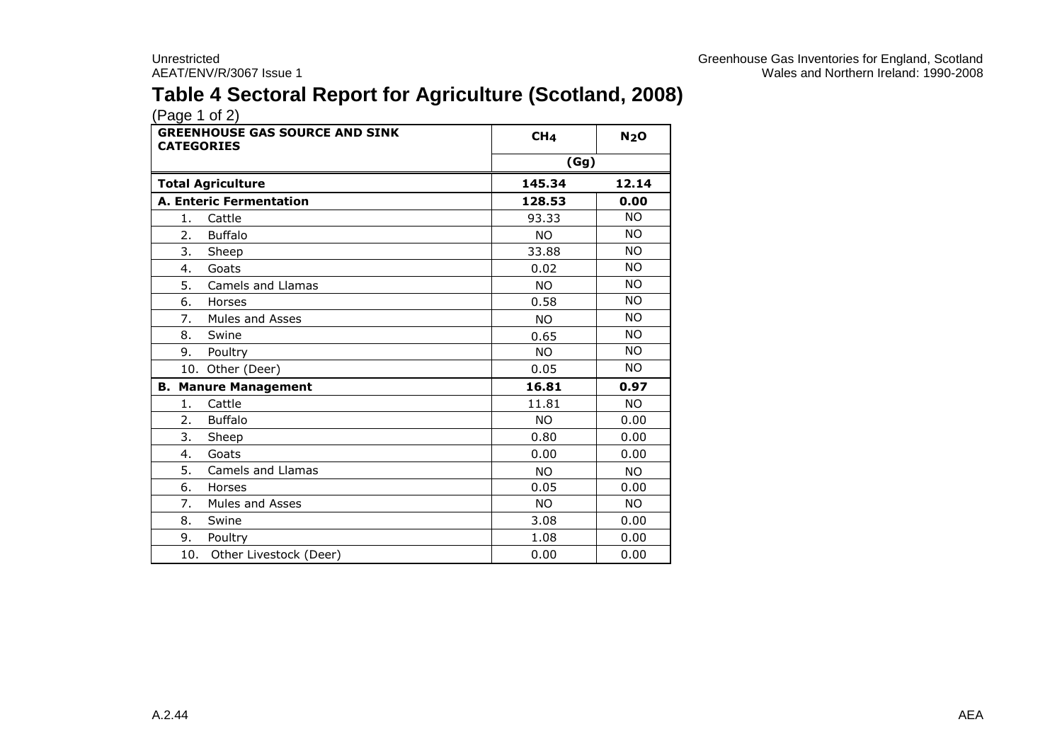# Table 4 Sectoral Report for Agriculture (Scotland, 2008)

(Page 1 of 2)

| GREENHOUSE GAS SOURCE AND SINK CATEGORIES | $CH_4$ | $N_2O$ |
|---|---|---|
| | (Gg) | |
| **Total Agriculture** | **145.34** | **12.14** |
| **A. Enteric Fermentation** | **128.53** | **0.00** |
| 1. Cattle | 93.33 | NO |
| 2. Buffalo | NO | NO |
| 3. Sheep | 33.88 | NO |
| 4. Goats | 0.02 | NO |
| 5. Camels and Llamas | NO | NO |
| 6. Horses | 0.58 | NO |
| 7. Mules and Asses | NO | NO |
| 8. Swine | 0.65 | NO |
| 9. Poultry | NO | NO |
| 10. Other (Deer) | 0.05 | NO |
| **B. Manure Management** | **16.81** | **0.97** |
| 1. Cattle | 11.81 | NO |
| 2. Buffalo | NO | 0.00 |
| 3. Sheep | 0.80 | 0.00 |
| 4. Goats | 0.00 | 0.00 |
| 5. Camels and Llamas | NO | NO |
| 6. Horses | 0.05 | 0.00 |
| 7. Mules and Asses | NO | NO |
| 8. Swine | 3.08 | 0.00 |
| 9. Poultry | 1.08 | 0.00 |
| 10. Other Livestock (Deer) | 0.00 | 0.00 |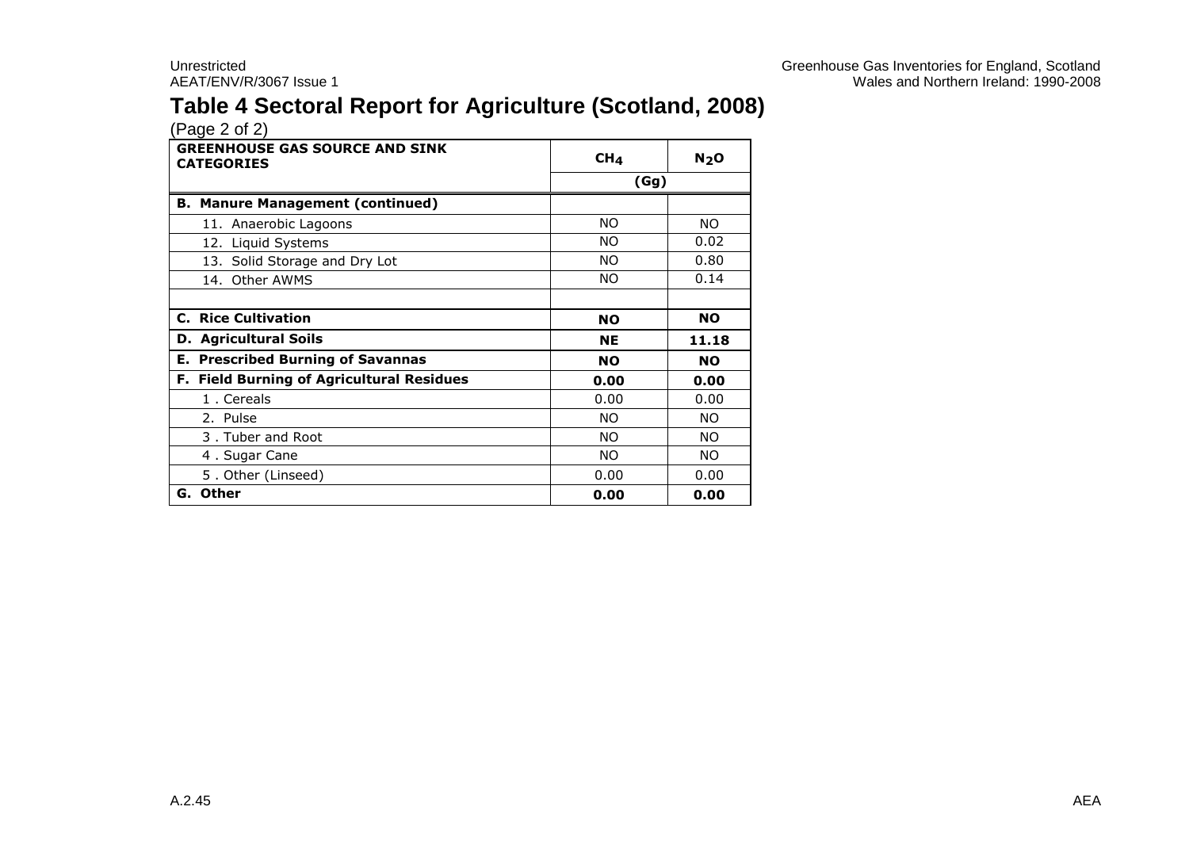# Table 4 Sectoral Report for Agriculture (Scotland, 2008)

(Page 2 of 2)

| GREENHOUSE GAS SOURCE AND SINK CATEGORIES | $CH_4$ | $N_2O$ |
|---|---|---|
| | (Gg) | |
| **B. Manure Management (continued)** | | |
| 11. Anaerobic Lagoons | NO | NO |
| 12. Liquid Systems | NO | 0.02 |
| 13. Solid Storage and Dry Lot | NO | 0.80 |
| 14. Other AWMS | NO | 0.14 |
| | | |
| **C. Rice Cultivation** | **NO** | **NO** |
| **D. Agricultural Soils** | **NE** | **11.18** |
| **E. Prescribed Burning of Savannas** | **NO** | **NO** |
| **F. Field Burning of Agricultural Residues** | **0.00** | **0.00** |
| 1 . Cereals | 0.00 | 0.00 |
| 2. Pulse | NO | NO |
| 3 . Tuber and Root | NO | NO |
| 4 . Sugar Cane | NO | NO |
| 5 . Other (Linseed) | 0.00 | 0.00 |
| **G. Other** | **0.00** | **0.00** |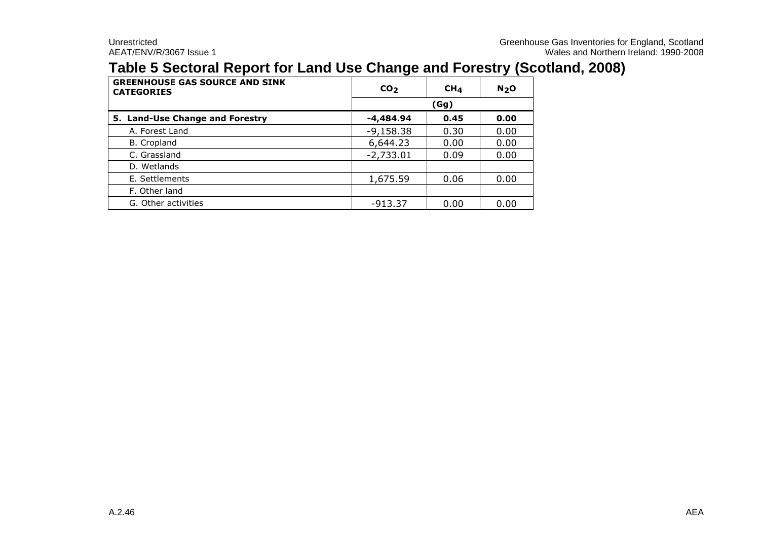# Table 5 Sectoral Report for Land Use Change and Forestry (Scotland, 2008)

| GREENHOUSE GAS SOURCE AND SINK CATEGORIES | $CO_2$ | $CH_4$ | $N_2O$ |
|---|---|---|---|
| | (Gg) | | |
| **5. Land-Use Change and Forestry** | **-4,484.94** | **0.45** | **0.00** |
| A. Forest Land | -9,158.38 | 0.30 | 0.00 |
| B. Cropland | 6,644.23 | 0.00 | 0.00 |
| C. Grassland | -2,733.01 | 0.09 | 0.00 |
| D. Wetlands | | | |
| E. Settlements | 1,675.59 | 0.06 | 0.00 |
| F. Other land | | | |
| G. Other activities | -913.37 | 0.00 | 0.00 |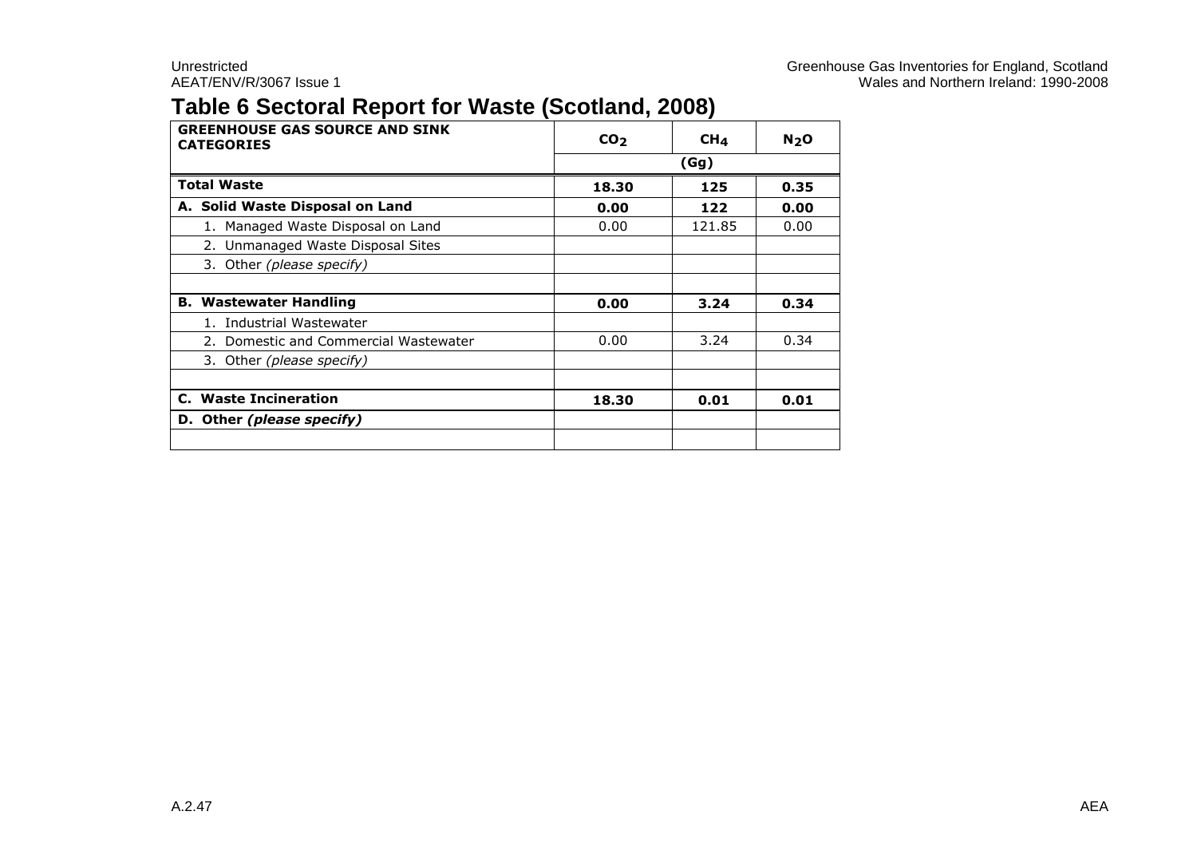# Table 6 Sectoral Report for Waste (Scotland, 2008)

| GREENHOUSE GAS SOURCE AND SINK CATEGORIES | $CO_2$ | $CH_4$ | $N_2O$ |
|---|---|---|---|
| | (Gg) | | |
| **Total Waste** | **18.30** | **125** | **0.35** |
| **A. Solid Waste Disposal on Land** | **0.00** | **122** | **0.00** |
| 1. Managed Waste Disposal on Land | 0.00 | 121.85 | 0.00 |
| 2. Unmanaged Waste Disposal Sites | | | |
| 3. Other *(please specify)* | | | |
| | | | |
| **B. Wastewater Handling** | **0.00** | **3.24** | **0.34** |
| 1. Industrial Wastewater | | | |
| 2. Domestic and Commercial Wastewater | 0.00 | 3.24 | 0.34 |
| 3. Other *(please specify)* | | | |
| | | | |
| **C. Waste Incineration** | **18.30** | **0.01** | **0.01** |
| **D. Other *(please specify)*** | | | |
| | | | |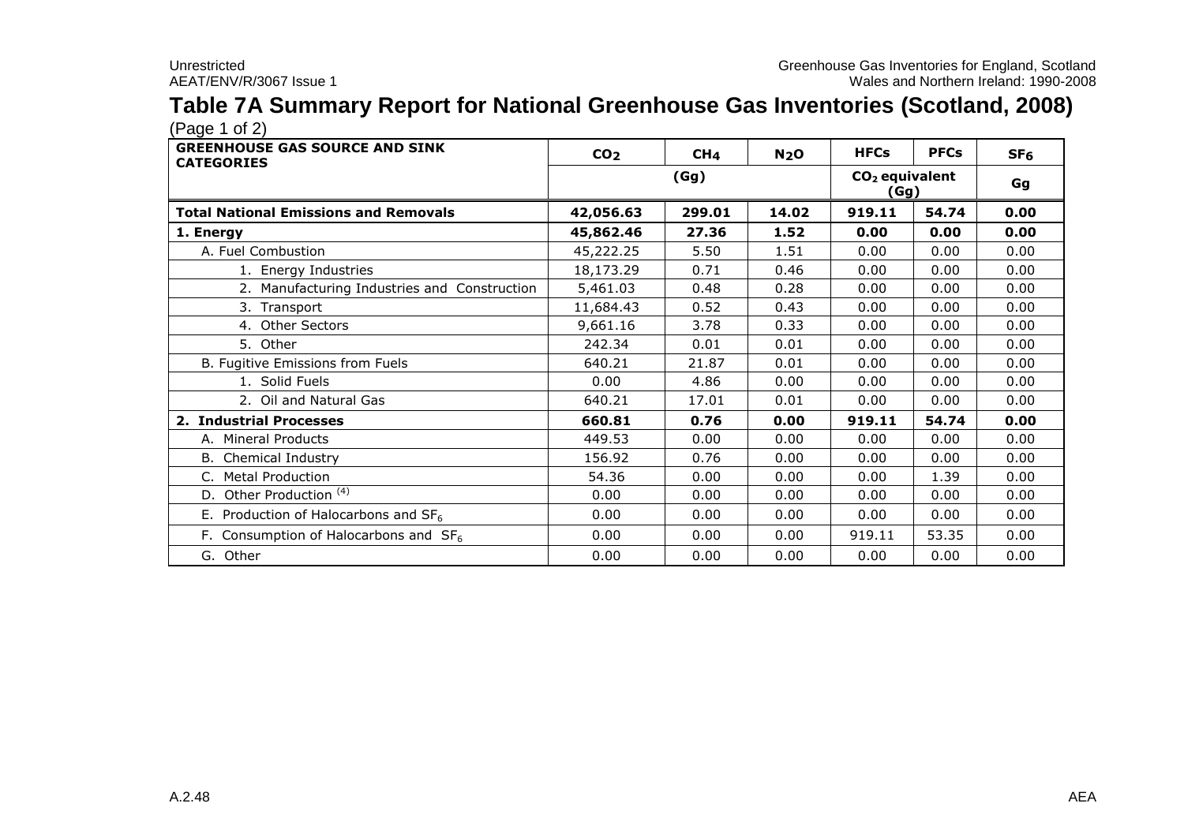# Table 7A Summary Report for National Greenhouse Gas Inventories (Scotland, 2008)

(Page 1 of 2)

| GREENHOUSE GAS SOURCE AND SINK CATEGORIES | $CO_2$ | $CH_4$ | $N_2O$ | HFCs | PFCs | $SF_6$ |
|---|---|---|---|---|---|---|
| | (Gg) | | | $CO_2$ equivalent (Gg) | | Gg |
| **Total National Emissions and Removals** | **42,056.63** | **299.01** | **14.02** | **919.11** | **54.74** | **0.00** |
| **1. Energy** | **45,862.46** | **27.36** | **1.52** | **0.00** | **0.00** | **0.00** |
| A. Fuel Combustion | 45,222.25 | 5.50 | 1.51 | 0.00 | 0.00 | 0.00 |
| 1. Energy Industries | 18,173.29 | 0.71 | 0.46 | 0.00 | 0.00 | 0.00 |
| 2. Manufacturing Industries and Construction | 5,461.03 | 0.48 | 0.28 | 0.00 | 0.00 | 0.00 |
| 3. Transport | 11,684.43 | 0.52 | 0.43 | 0.00 | 0.00 | 0.00 |
| 4. Other Sectors | 9,661.16 | 3.78 | 0.33 | 0.00 | 0.00 | 0.00 |
| 5. Other | 242.34 | 0.01 | 0.01 | 0.00 | 0.00 | 0.00 |
| B. Fugitive Emissions from Fuels | 640.21 | 21.87 | 0.01 | 0.00 | 0.00 | 0.00 |
| 1. Solid Fuels | 0.00 | 4.86 | 0.00 | 0.00 | 0.00 | 0.00 |
| 2. Oil and Natural Gas | 640.21 | 17.01 | 0.01 | 0.00 | 0.00 | 0.00 |
| **2. Industrial Processes** | **660.81** | **0.76** | **0.00** | **919.11** | **54.74** | **0.00** |
| A. Mineral Products | 449.53 | 0.00 | 0.00 | 0.00 | 0.00 | 0.00 |
| B. Chemical Industry | 156.92 | 0.76 | 0.00 | 0.00 | 0.00 | 0.00 |
| C. Metal Production | 54.36 | 0.00 | 0.00 | 0.00 | 1.39 | 0.00 |
| D. Other Production [4] | 0.00 | 0.00 | 0.00 | 0.00 | 0.00 | 0.00 |
| E. Production of Halocarbons and $SF_6$ | 0.00 | 0.00 | 0.00 | 0.00 | 0.00 | 0.00 |
| F. Consumption of Halocarbons and $SF_6$ | 0.00 | 0.00 | 0.00 | 919.11 | 53.35 | 0.00 |
| G. Other | 0.00 | 0.00 | 0.00 | 0.00 | 0.00 | 0.00 |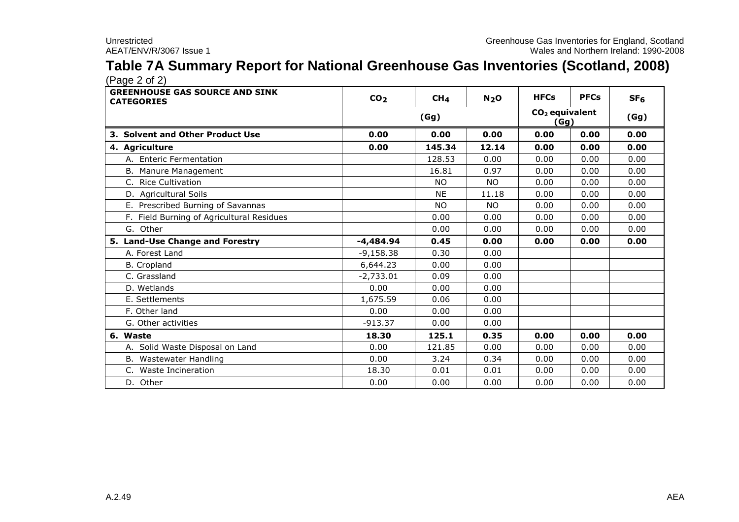# Table 7A Summary Report for National Greenhouse Gas Inventories (Scotland, 2008)

(Page 2 of 2)

| GREENHOUSE GAS SOURCE AND SINK CATEGORIES | $CO_2$ | $CH_4$ | $N_2O$ | HFCs | PFCs | $SF_6$ |
|---|---|---|---|---|---|---|
| | (Gg) | | | $CO_2$ equivalent (Gg) | | (Gg) |
| **3. Solvent and Other Product Use** | **0.00** | **0.00** | **0.00** | **0.00** | **0.00** | **0.00** |
| **4. Agriculture** | **0.00** | **145.34** | **12.14** | **0.00** | **0.00** | **0.00** |
| A. Enteric Fermentation | | 128.53 | 0.00 | 0.00 | 0.00 | 0.00 |
| B. Manure Management | | 16.81 | 0.97 | 0.00 | 0.00 | 0.00 |
| C. Rice Cultivation | | NO | NO | 0.00 | 0.00 | 0.00 |
| D. Agricultural Soils | | NE | 11.18 | 0.00 | 0.00 | 0.00 |
| E. Prescribed Burning of Savannas | | NO | NO | 0.00 | 0.00 | 0.00 |
| F. Field Burning of Agricultural Residues | | 0.00 | 0.00 | 0.00 | 0.00 | 0.00 |
| G. Other | | 0.00 | 0.00 | 0.00 | 0.00 | 0.00 |
| **5. Land-Use Change and Forestry** | **-4,484.94** | **0.45** | **0.00** | **0.00** | **0.00** | **0.00** |
| A. Forest Land | -9,158.38 | 0.30 | 0.00 | | | |
| B. Cropland | 6,644.23 | 0.00 | 0.00 | | | |
| C. Grassland | -2,733.01 | 0.09 | 0.00 | | | |
| D. Wetlands | 0.00 | 0.00 | 0.00 | | | |
| E. Settlements | 1,675.59 | 0.06 | 0.00 | | | |
| F. Other land | 0.00 | 0.00 | 0.00 | | | |
| G. Other activities | -913.37 | 0.00 | 0.00 | | | |
| **6. Waste** | **18.30** | **125.1** | **0.35** | **0.00** | **0.00** | **0.00** |
| A. Solid Waste Disposal on Land | 0.00 | 121.85 | 0.00 | 0.00 | 0.00 | 0.00 |
| B. Wastewater Handling | 0.00 | 3.24 | 0.34 | 0.00 | 0.00 | 0.00 |
| C. Waste Incineration | 18.30 | 0.01 | 0.01 | 0.00 | 0.00 | 0.00 |
| D. Other | 0.00 | 0.00 | 0.00 | 0.00 | 0.00 | 0.00 |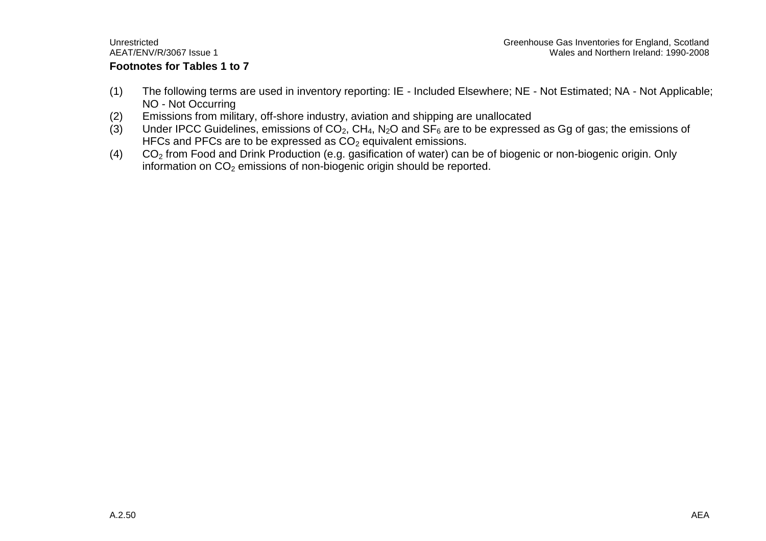**Footnotes for Tables 1 to 7**

(1) The following terms are used in inventory reporting: IE - Included Elsewhere; NE - Not Estimated; NA - Not Applicable; NO - Not Occurring

(2) Emissions from military, off-shore industry, aviation and shipping are unallocated

(3) Under IPCC Guidelines, emissions of $CO_2$, $CH_4$, $N_2O$ and $SF_6$ are to be expressed as Gg of gas; the emissions of HFCs and PFCs are to be expressed as $CO_2$ equivalent emissions.

(4) $CO_2$ from Food and Drink Production (e.g. gasification of water) can be of biogenic or non-biogenic origin. Only information on $CO_2$ emissions of non-biogenic origin should be reported.